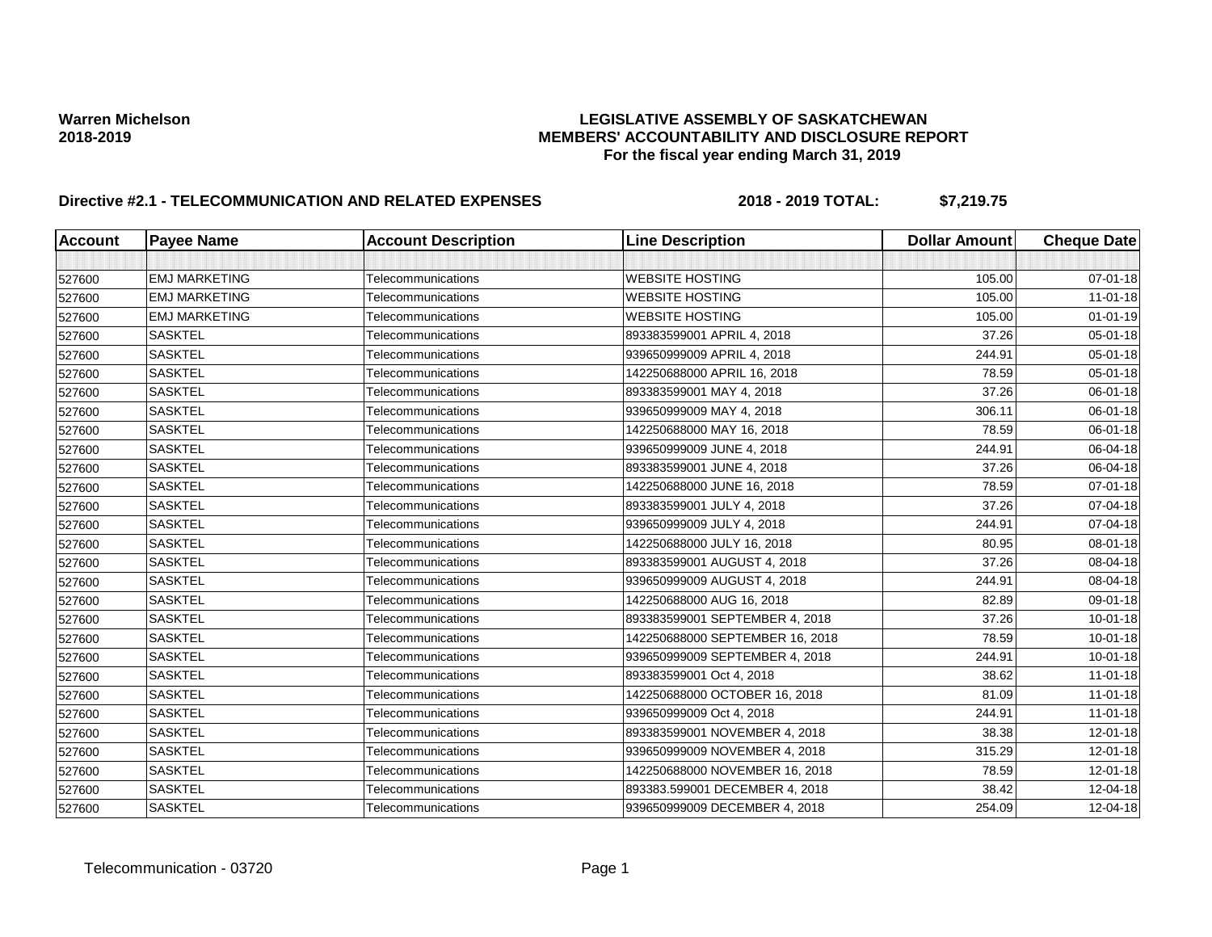**Warren Michelson**
**2018-2019**

**LEGISLATIVE ASSEMBLY OF SASKATCHEWAN**
**MEMBERS' ACCOUNTABILITY AND DISCLOSURE REPORT**
**For the fiscal year ending March 31, 2019**

**Directive #2.1 - TELECOMMUNICATION AND RELATED EXPENSES** **2018 - 2019 TOTAL: $7,219.75**

| Account | Payee Name | Account Description | Line Description | Dollar Amount | Cheque Date |
|---|---|---|---|---|---|
| | | | | | |
| 527600 | EMJ MARKETING | Telecommunications | WEBSITE HOSTING | 105.00 | 07-01-18 |
| 527600 | EMJ MARKETING | Telecommunications | WEBSITE HOSTING | 105.00 | 11-01-18 |
| 527600 | EMJ MARKETING | Telecommunications | WEBSITE HOSTING | 105.00 | 01-01-19 |
| 527600 | SASKTEL | Telecommunications | 893383599001 APRIL 4, 2018 | 37.26 | 05-01-18 |
| 527600 | SASKTEL | Telecommunications | 939650999009 APRIL 4, 2018 | 244.91 | 05-01-18 |
| 527600 | SASKTEL | Telecommunications | 142250688000 APRIL 16, 2018 | 78.59 | 05-01-18 |
| 527600 | SASKTEL | Telecommunications | 893383599001 MAY 4, 2018 | 37.26 | 06-01-18 |
| 527600 | SASKTEL | Telecommunications | 939650999009 MAY 4, 2018 | 306.11 | 06-01-18 |
| 527600 | SASKTEL | Telecommunications | 142250688000 MAY 16, 2018 | 78.59 | 06-01-18 |
| 527600 | SASKTEL | Telecommunications | 939650999009 JUNE 4, 2018 | 244.91 | 06-04-18 |
| 527600 | SASKTEL | Telecommunications | 893383599001 JUNE 4, 2018 | 37.26 | 06-04-18 |
| 527600 | SASKTEL | Telecommunications | 142250688000 JUNE 16, 2018 | 78.59 | 07-01-18 |
| 527600 | SASKTEL | Telecommunications | 893383599001 JULY 4, 2018 | 37.26 | 07-04-18 |
| 527600 | SASKTEL | Telecommunications | 939650999009 JULY 4, 2018 | 244.91 | 07-04-18 |
| 527600 | SASKTEL | Telecommunications | 142250688000 JULY 16, 2018 | 80.95 | 08-01-18 |
| 527600 | SASKTEL | Telecommunications | 893383599001 AUGUST 4, 2018 | 37.26 | 08-04-18 |
| 527600 | SASKTEL | Telecommunications | 939650999009 AUGUST 4, 2018 | 244.91 | 08-04-18 |
| 527600 | SASKTEL | Telecommunications | 142250688000 AUG 16, 2018 | 82.89 | 09-01-18 |
| 527600 | SASKTEL | Telecommunications | 893383599001 SEPTEMBER 4, 2018 | 37.26 | 10-01-18 |
| 527600 | SASKTEL | Telecommunications | 142250688000 SEPTEMBER 16, 2018 | 78.59 | 10-01-18 |
| 527600 | SASKTEL | Telecommunications | 939650999009 SEPTEMBER 4, 2018 | 244.91 | 10-01-18 |
| 527600 | SASKTEL | Telecommunications | 893383599001 Oct 4, 2018 | 38.62 | 11-01-18 |
| 527600 | SASKTEL | Telecommunications | 142250688000 OCTOBER 16, 2018 | 81.09 | 11-01-18 |
| 527600 | SASKTEL | Telecommunications | 939650999009 Oct 4, 2018 | 244.91 | 11-01-18 |
| 527600 | SASKTEL | Telecommunications | 893383599001 NOVEMBER 4, 2018 | 38.38 | 12-01-18 |
| 527600 | SASKTEL | Telecommunications | 939650999009 NOVEMBER 4, 2018 | 315.29 | 12-01-18 |
| 527600 | SASKTEL | Telecommunications | 142250688000 NOVEMBER 16, 2018 | 78.59 | 12-01-18 |
| 527600 | SASKTEL | Telecommunications | 893383.599001 DECEMBER 4, 2018 | 38.42 | 12-04-18 |
| 527600 | SASKTEL | Telecommunications | 939650999009 DECEMBER 4, 2018 | 254.09 | 12-04-18 |

Telecommunication - 03720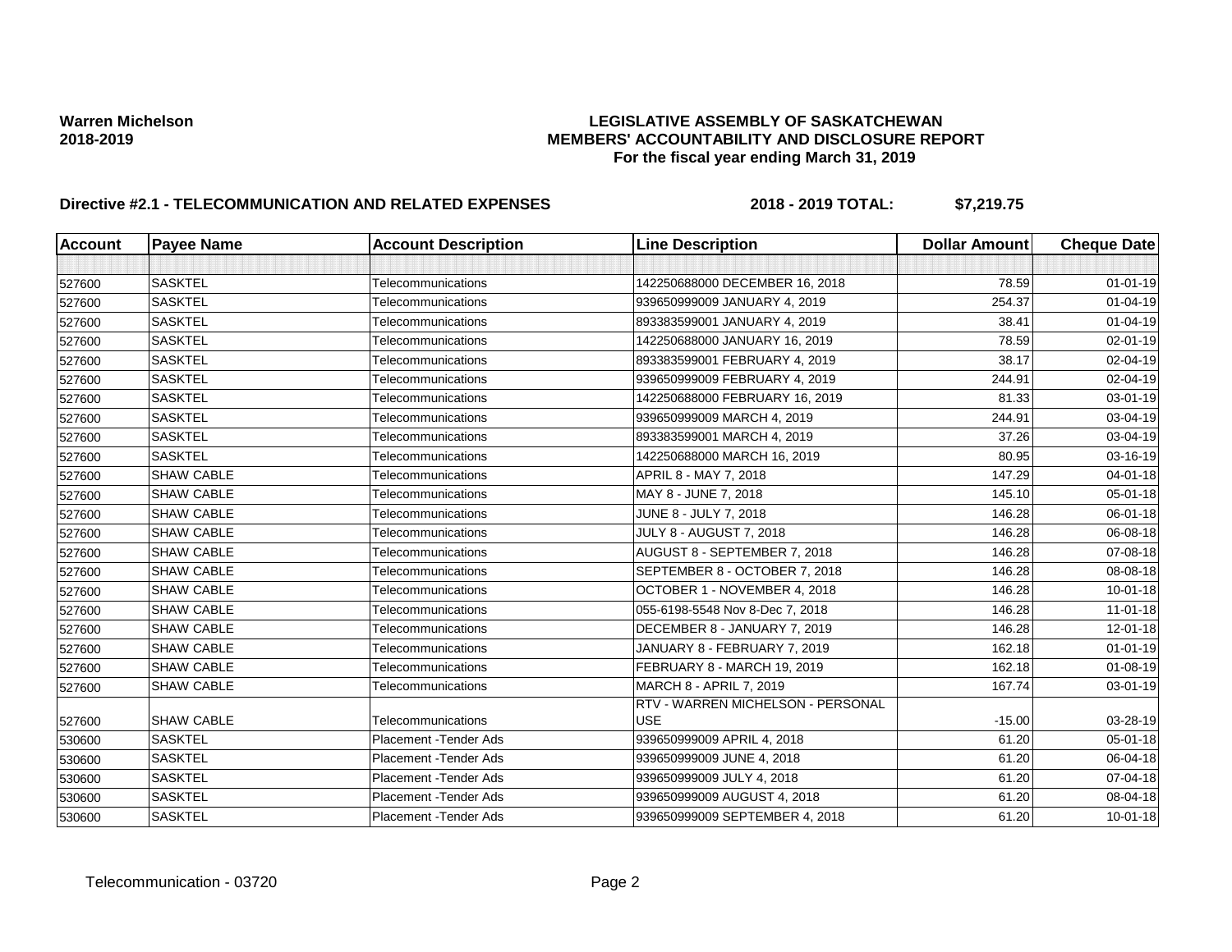**Warren Michelson**
**2018-2019**

**LEGISLATIVE ASSEMBLY OF SASKATCHEWAN**
**MEMBERS' ACCOUNTABILITY AND DISCLOSURE REPORT**
**For the fiscal year ending March 31, 2019**

**Directive #2.1 - TELECOMMUNICATION AND RELATED EXPENSES** **2018 - 2019 TOTAL: $7,219.75**

| Account | Payee Name | Account Description | Line Description | Dollar Amount | Cheque Date |
|---|---|---|---|---|---|
| | | | | | |
| 527600 | SASKTEL | Telecommunications | 142250688000 DECEMBER 16, 2018 | 78.59 | 01-01-19 |
| 527600 | SASKTEL | Telecommunications | 939650999009 JANUARY 4, 2019 | 254.37 | 01-04-19 |
| 527600 | SASKTEL | Telecommunications | 893383599001 JANUARY 4, 2019 | 38.41 | 01-04-19 |
| 527600 | SASKTEL | Telecommunications | 142250688000 JANUARY 16, 2019 | 78.59 | 02-01-19 |
| 527600 | SASKTEL | Telecommunications | 893383599001 FEBRUARY 4, 2019 | 38.17 | 02-04-19 |
| 527600 | SASKTEL | Telecommunications | 939650999009 FEBRUARY 4, 2019 | 244.91 | 02-04-19 |
| 527600 | SASKTEL | Telecommunications | 142250688000 FEBRUARY 16, 2019 | 81.33 | 03-01-19 |
| 527600 | SASKTEL | Telecommunications | 939650999009 MARCH 4, 2019 | 244.91 | 03-04-19 |
| 527600 | SASKTEL | Telecommunications | 893383599001 MARCH 4, 2019 | 37.26 | 03-04-19 |
| 527600 | SASKTEL | Telecommunications | 142250688000 MARCH 16, 2019 | 80.95 | 03-16-19 |
| 527600 | SHAW CABLE | Telecommunications | APRIL 8 - MAY 7, 2018 | 147.29 | 04-01-18 |
| 527600 | SHAW CABLE | Telecommunications | MAY 8 - JUNE 7, 2018 | 145.10 | 05-01-18 |
| 527600 | SHAW CABLE | Telecommunications | JUNE 8 - JULY 7, 2018 | 146.28 | 06-01-18 |
| 527600 | SHAW CABLE | Telecommunications | JULY 8 - AUGUST 7, 2018 | 146.28 | 06-08-18 |
| 527600 | SHAW CABLE | Telecommunications | AUGUST 8 - SEPTEMBER 7, 2018 | 146.28 | 07-08-18 |
| 527600 | SHAW CABLE | Telecommunications | SEPTEMBER 8 - OCTOBER 7, 2018 | 146.28 | 08-08-18 |
| 527600 | SHAW CABLE | Telecommunications | OCTOBER 1 - NOVEMBER 4, 2018 | 146.28 | 10-01-18 |
| 527600 | SHAW CABLE | Telecommunications | 055-6198-5548 Nov 8-Dec 7, 2018 | 146.28 | 11-01-18 |
| 527600 | SHAW CABLE | Telecommunications | DECEMBER 8 - JANUARY 7, 2019 | 146.28 | 12-01-18 |
| 527600 | SHAW CABLE | Telecommunications | JANUARY 8 - FEBRUARY 7, 2019 | 162.18 | 01-01-19 |
| 527600 | SHAW CABLE | Telecommunications | FEBRUARY 8 - MARCH 19, 2019 | 162.18 | 01-08-19 |
| 527600 | SHAW CABLE | Telecommunications | MARCH 8 - APRIL 7, 2019 | 167.74 | 03-01-19 |
| 527600 | SHAW CABLE | Telecommunications | RTV - WARREN MICHELSON - PERSONAL USE | -15.00 | 03-28-19 |
| 530600 | SASKTEL | Placement -Tender Ads | 939650999009 APRIL 4, 2018 | 61.20 | 05-01-18 |
| 530600 | SASKTEL | Placement -Tender Ads | 939650999009 JUNE 4, 2018 | 61.20 | 06-04-18 |
| 530600 | SASKTEL | Placement -Tender Ads | 939650999009 JULY 4, 2018 | 61.20 | 07-04-18 |
| 530600 | SASKTEL | Placement -Tender Ads | 939650999009 AUGUST 4, 2018 | 61.20 | 08-04-18 |
| 530600 | SASKTEL | Placement -Tender Ads | 939650999009 SEPTEMBER 4, 2018 | 61.20 | 10-01-18 |

Telecommunication - 03720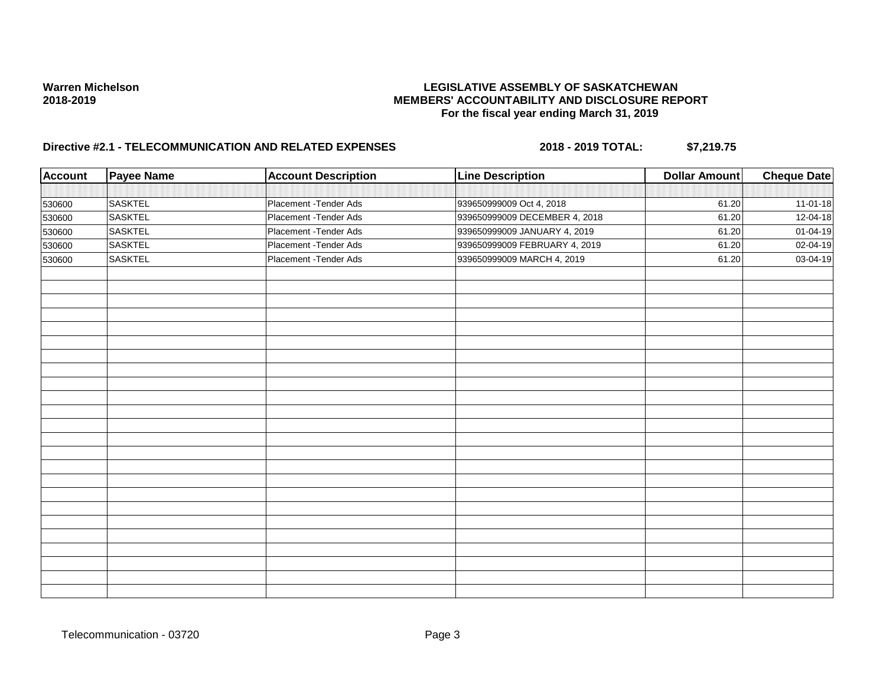**Warren Michelson**
**2018-2019**

**LEGISLATIVE ASSEMBLY OF SASKATCHEWAN**
**MEMBERS' ACCOUNTABILITY AND DISCLOSURE REPORT**
**For the fiscal year ending March 31, 2019**

**Directive #2.1 - TELECOMMUNICATION AND RELATED EXPENSES** **2018 - 2019 TOTAL: $7,219.75**

| Account | Payee Name | Account Description | Line Description | Dollar Amount | Cheque Date |
|---|---|---|---|---|---|
| | | | | | |
| 530600 | SASKTEL | Placement -Tender Ads | 939650999009 Oct 4, 2018 | 61.20 | 11-01-18 |
| 530600 | SASKTEL | Placement -Tender Ads | 939650999009 DECEMBER 4, 2018 | 61.20 | 12-04-18 |
| 530600 | SASKTEL | Placement -Tender Ads | 939650999009 JANUARY 4, 2019 | 61.20 | 01-04-19 |
| 530600 | SASKTEL | Placement -Tender Ads | 939650999009 FEBRUARY 4, 2019 | 61.20 | 02-04-19 |
| 530600 | SASKTEL | Placement -Tender Ads | 939650999009 MARCH 4, 2019 | 61.20 | 03-04-19 |

Telecommunication - 03720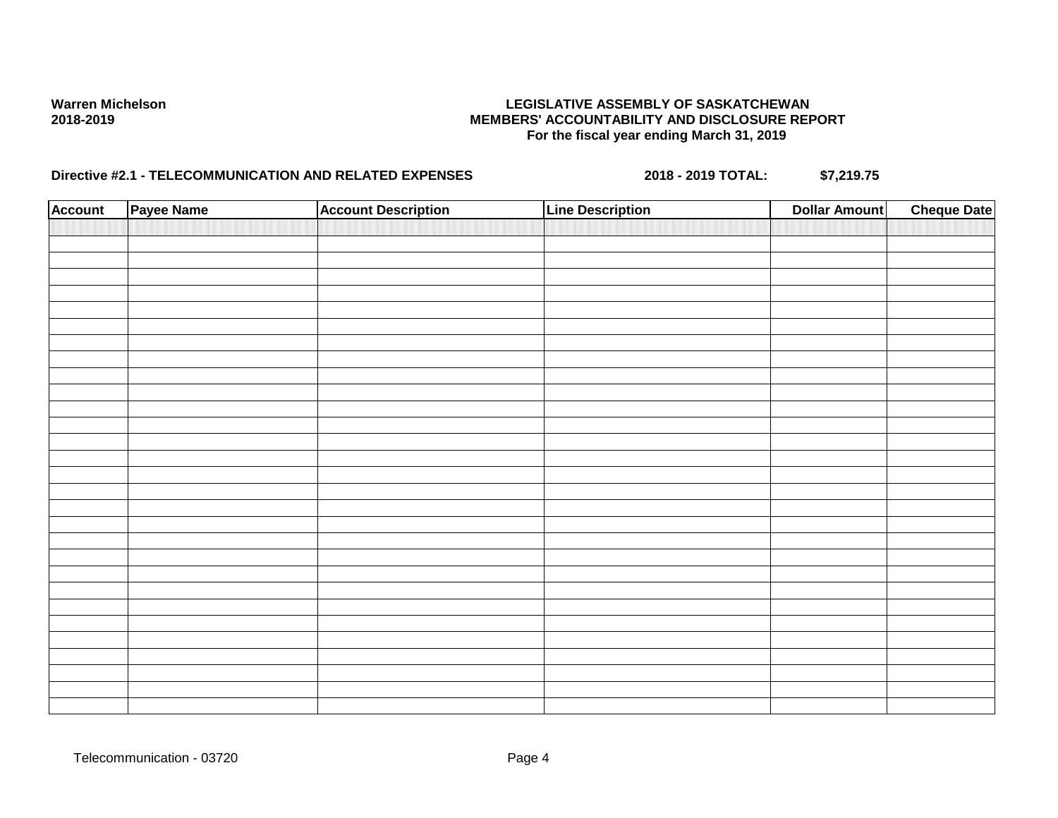Warren Michelson
2018-2019

**LEGISLATIVE ASSEMBLY OF SASKATCHEWAN**
**MEMBERS' ACCOUNTABILITY AND DISCLOSURE REPORT**
**For the fiscal year ending March 31, 2019**

**Directive #2.1 - TELECOMMUNICATION AND RELATED EXPENSES** **2018 - 2019 TOTAL: $7,219.75**

| Account | Payee Name | Account Description | Line Description | Dollar Amount | Cheque Date |
|---|---|---|---|---|---|
| | | | | | |

Telecommunication - 03720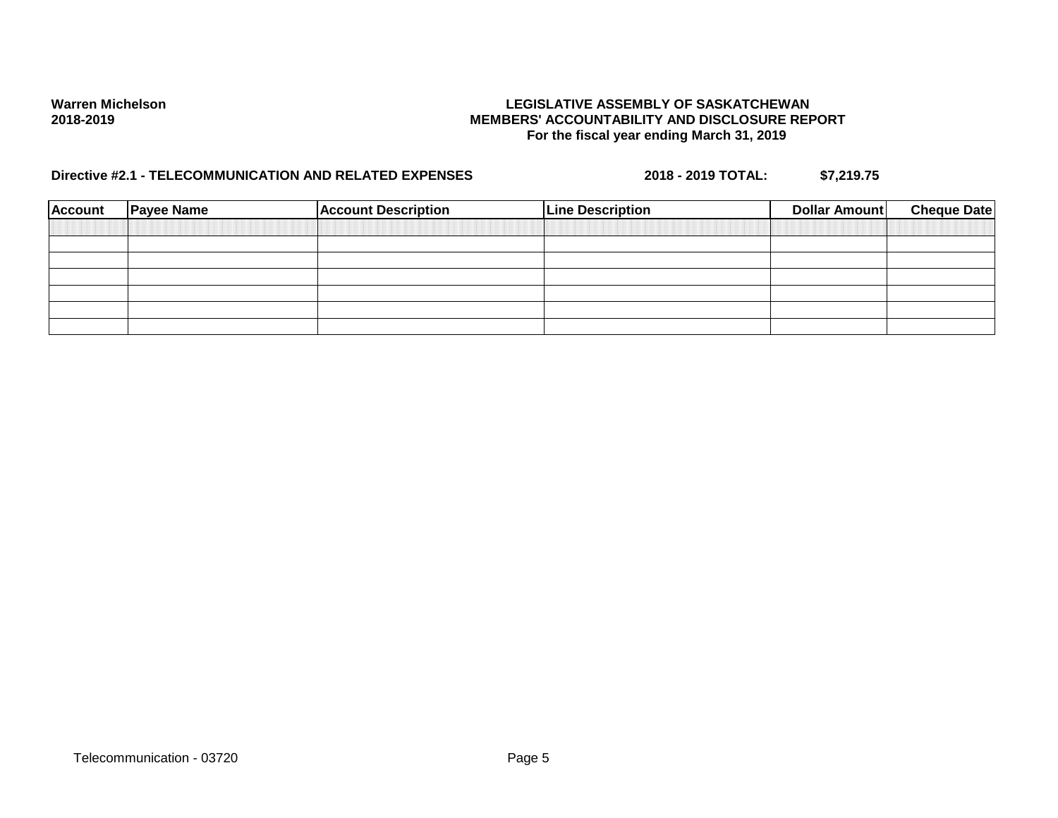Warren Michelson
2018-2019

**LEGISLATIVE ASSEMBLY OF SASKATCHEWAN**
**MEMBERS' ACCOUNTABILITY AND DISCLOSURE REPORT**
**For the fiscal year ending March 31, 2019**

**Directive #2.1 - TELECOMMUNICATION AND RELATED EXPENSES** **2018 - 2019 TOTAL: $7,219.75**

| Account | Payee Name | Account Description | Line Description | Dollar Amount | Cheque Date |
|---|---|---|---|---|---|
| | | | | | |
| | | | | | |
| | | | | | |
| | | | | | |
| | | | | | |
| | | | | | |

Telecommunication - 03720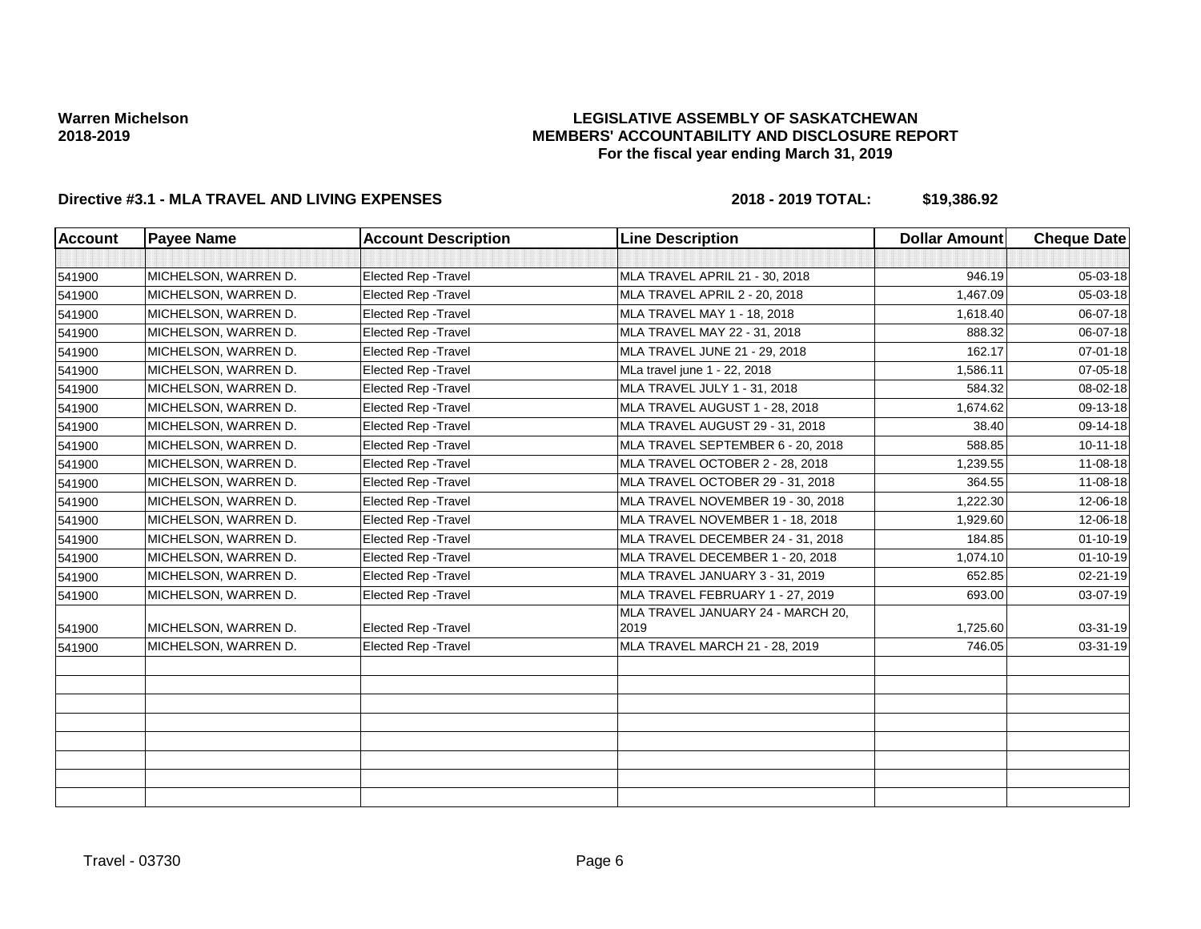**Warren Michelson**
**2018-2019**

# LEGISLATIVE ASSEMBLY OF SASKATCHEWAN
## MEMBERS' ACCOUNTABILITY AND DISCLOSURE REPORT
### For the fiscal year ending March 31, 2019

**Directive #3.1 - MLA TRAVEL AND LIVING EXPENSES** **2018 - 2019 TOTAL: $19,386.92**

| Account | Payee Name | Account Description | Line Description | Dollar Amount | Cheque Date |
|---|---|---|---|---|---|
| | | | | | |
| 541900 | MICHELSON, WARREN D. | Elected Rep -Travel | MLA TRAVEL APRIL 21 - 30, 2018 | 946.19 | 05-03-18 |
| 541900 | MICHELSON, WARREN D. | Elected Rep -Travel | MLA TRAVEL APRIL 2 - 20, 2018 | 1,467.09 | 05-03-18 |
| 541900 | MICHELSON, WARREN D. | Elected Rep -Travel | MLA TRAVEL MAY 1 - 18, 2018 | 1,618.40 | 06-07-18 |
| 541900 | MICHELSON, WARREN D. | Elected Rep -Travel | MLA TRAVEL MAY 22 - 31, 2018 | 888.32 | 06-07-18 |
| 541900 | MICHELSON, WARREN D. | Elected Rep -Travel | MLA TRAVEL JUNE 21 - 29, 2018 | 162.17 | 07-01-18 |
| 541900 | MICHELSON, WARREN D. | Elected Rep -Travel | MLa travel june 1 - 22, 2018 | 1,586.11 | 07-05-18 |
| 541900 | MICHELSON, WARREN D. | Elected Rep -Travel | MLA TRAVEL JULY 1 - 31, 2018 | 584.32 | 08-02-18 |
| 541900 | MICHELSON, WARREN D. | Elected Rep -Travel | MLA TRAVEL AUGUST 1 - 28, 2018 | 1,674.62 | 09-13-18 |
| 541900 | MICHELSON, WARREN D. | Elected Rep -Travel | MLA TRAVEL AUGUST 29 - 31, 2018 | 38.40 | 09-14-18 |
| 541900 | MICHELSON, WARREN D. | Elected Rep -Travel | MLA TRAVEL SEPTEMBER 6 - 20, 2018 | 588.85 | 10-11-18 |
| 541900 | MICHELSON, WARREN D. | Elected Rep -Travel | MLA TRAVEL OCTOBER 2 - 28, 2018 | 1,239.55 | 11-08-18 |
| 541900 | MICHELSON, WARREN D. | Elected Rep -Travel | MLA TRAVEL OCTOBER 29 - 31, 2018 | 364.55 | 11-08-18 |
| 541900 | MICHELSON, WARREN D. | Elected Rep -Travel | MLA TRAVEL NOVEMBER 19 - 30, 2018 | 1,222.30 | 12-06-18 |
| 541900 | MICHELSON, WARREN D. | Elected Rep -Travel | MLA TRAVEL NOVEMBER 1 - 18, 2018 | 1,929.60 | 12-06-18 |
| 541900 | MICHELSON, WARREN D. | Elected Rep -Travel | MLA TRAVEL DECEMBER 24 - 31, 2018 | 184.85 | 01-10-19 |
| 541900 | MICHELSON, WARREN D. | Elected Rep -Travel | MLA TRAVEL DECEMBER 1 - 20, 2018 | 1,074.10 | 01-10-19 |
| 541900 | MICHELSON, WARREN D. | Elected Rep -Travel | MLA TRAVEL JANUARY 3 - 31, 2019 | 652.85 | 02-21-19 |
| 541900 | MICHELSON, WARREN D. | Elected Rep -Travel | MLA TRAVEL FEBRUARY 1 - 27, 2019 | 693.00 | 03-07-19 |
| 541900 | MICHELSON, WARREN D. | Elected Rep -Travel | MLA TRAVEL JANUARY 24 - MARCH 20, 2019 | 1,725.60 | 03-31-19 |
| 541900 | MICHELSON, WARREN D. | Elected Rep -Travel | MLA TRAVEL MARCH 21 - 28, 2019 | 746.05 | 03-31-19 |
| | | | | | |
| | | | | | |
| | | | | | |
| | | | | | |
| | | | | | |
| | | | | | |
| | | | | | |
| | | | | | |

Travel - 03730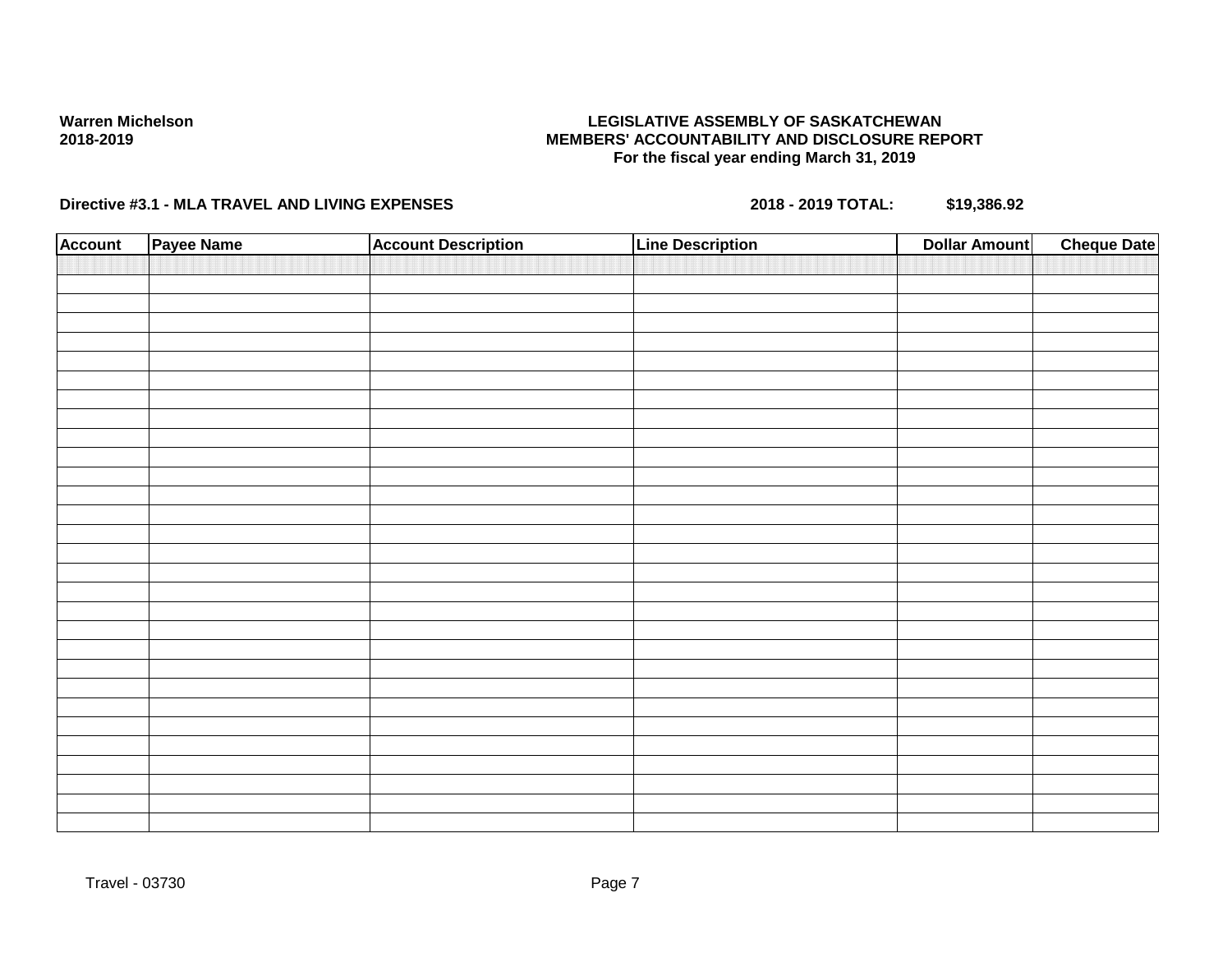**Warren Michelson**
**2018-2019**

**LEGISLATIVE ASSEMBLY OF SASKATCHEWAN**
**MEMBERS' ACCOUNTABILITY AND DISCLOSURE REPORT**
**For the fiscal year ending March 31, 2019**

**Directive #3.1 - MLA TRAVEL AND LIVING EXPENSES** **2018 - 2019 TOTAL: $19,386.92**

| Account | Payee Name | Account Description | Line Description | Dollar Amount | Cheque Date |
|---|---|---|---|---|---|
| | | | | | |

Travel - 03730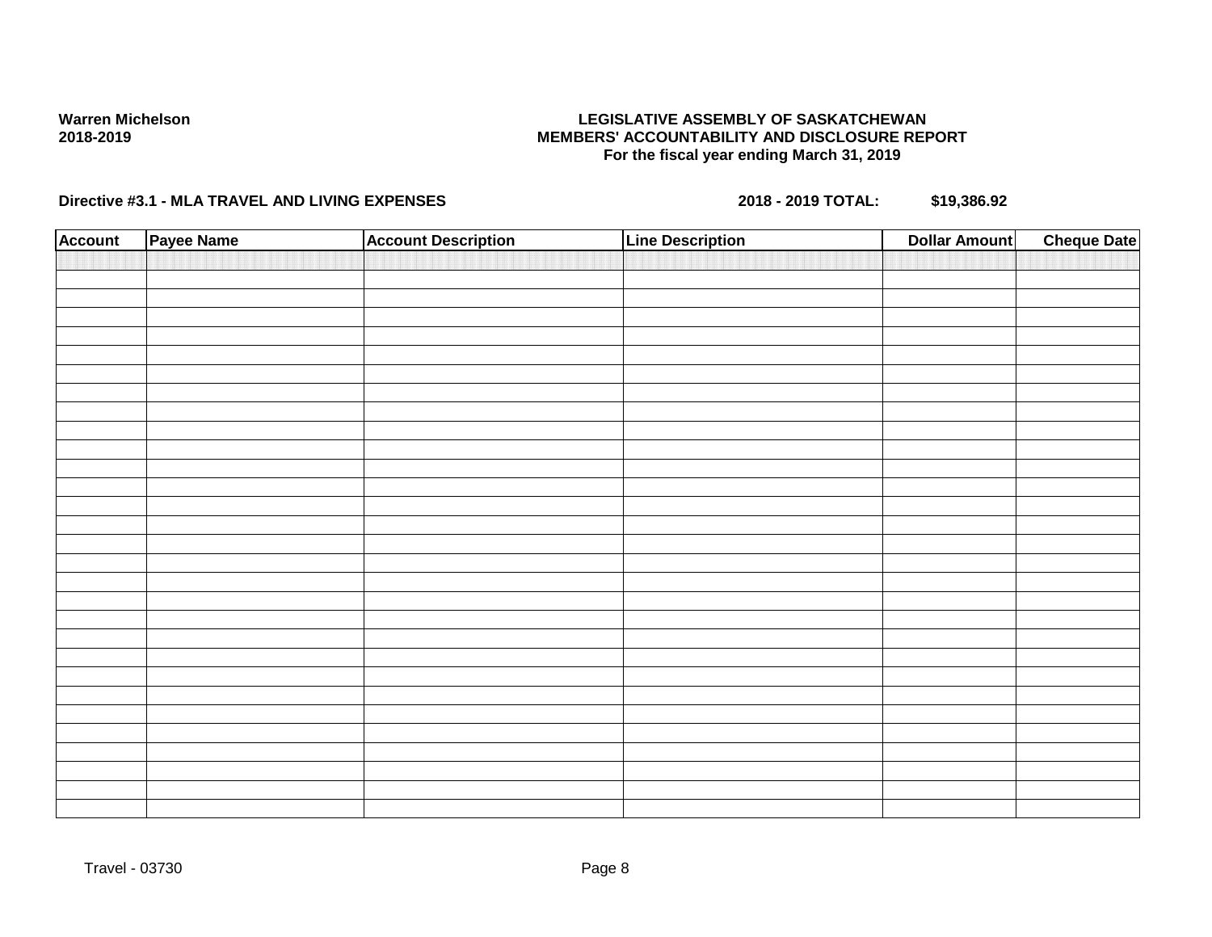**Warren Michelson**
**2018-2019**

**LEGISLATIVE ASSEMBLY OF SASKATCHEWAN**
**MEMBERS' ACCOUNTABILITY AND DISCLOSURE REPORT**
**For the fiscal year ending March 31, 2019**

**Directive #3.1 - MLA TRAVEL AND LIVING EXPENSES** **2018 - 2019 TOTAL:** **$19,386.92**

| Account | Payee Name | Account Description | Line Description | Dollar Amount | Cheque Date |
|---|---|---|---|---|---|
| | | | | | |

Travel - 03730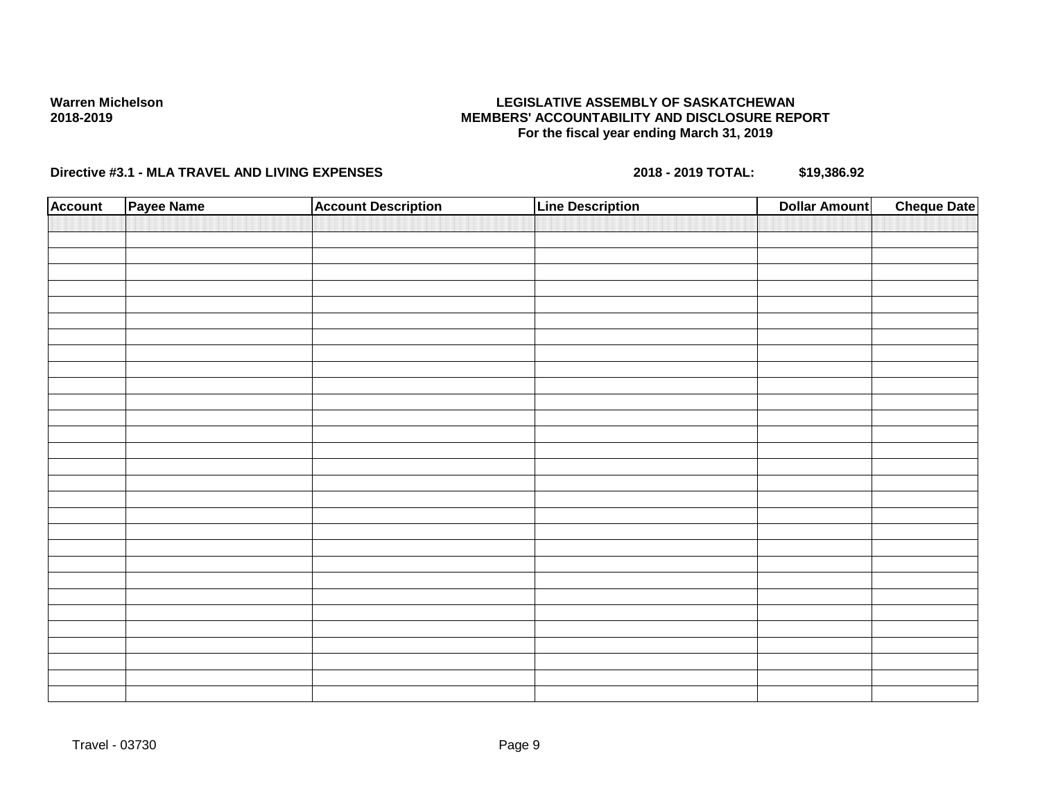Warren Michelson
2018-2019

**LEGISLATIVE ASSEMBLY OF SASKATCHEWAN**
**MEMBERS' ACCOUNTABILITY AND DISCLOSURE REPORT**
**For the fiscal year ending March 31, 2019**

**Directive #3.1 - MLA TRAVEL AND LIVING EXPENSES** **2018 - 2019 TOTAL: $19,386.92**

| Account | Payee Name | Account Description | Line Description | Dollar Amount | Cheque Date |
|---|---|---|---|---|---|
| | | | | | |

Travel - 03730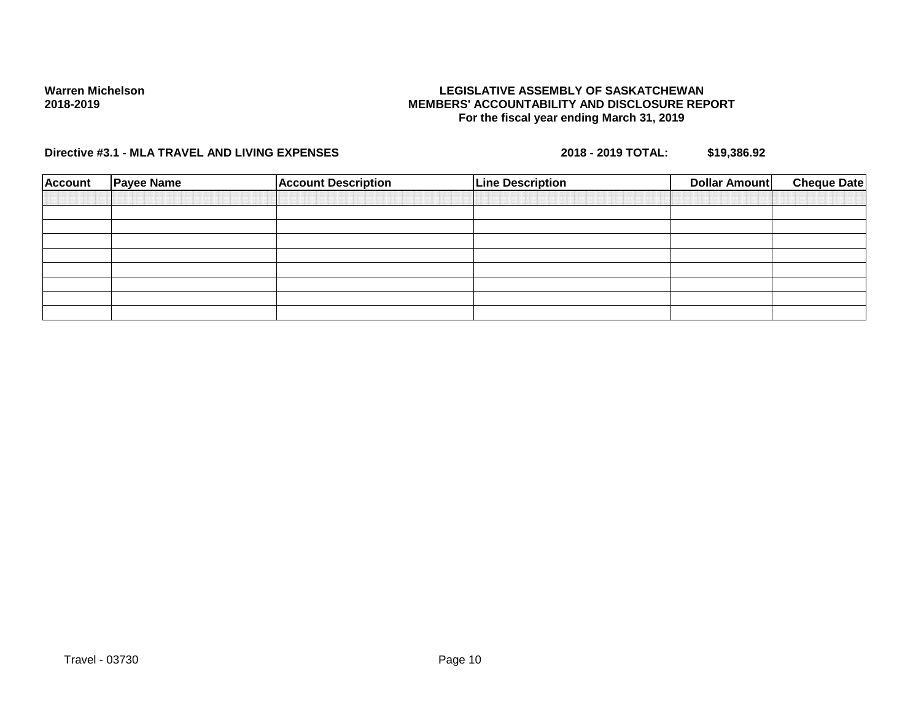**Warren Michelson**
**2018-2019**

**LEGISLATIVE ASSEMBLY OF SASKATCHEWAN**
**MEMBERS' ACCOUNTABILITY AND DISCLOSURE REPORT**
**For the fiscal year ending March 31, 2019**

**Directive #3.1 - MLA TRAVEL AND LIVING EXPENSES** **2018 - 2019 TOTAL: $19,386.92**

| Account | Payee Name | Account Description | Line Description | Dollar Amount | Cheque Date |
|---|---|---|---|---|---|
| | | | | | |
| | | | | | |
| | | | | | |
| | | | | | |
| | | | | | |
| | | | | | |
| | | | | | |
| | | | | | |

Travel - 03730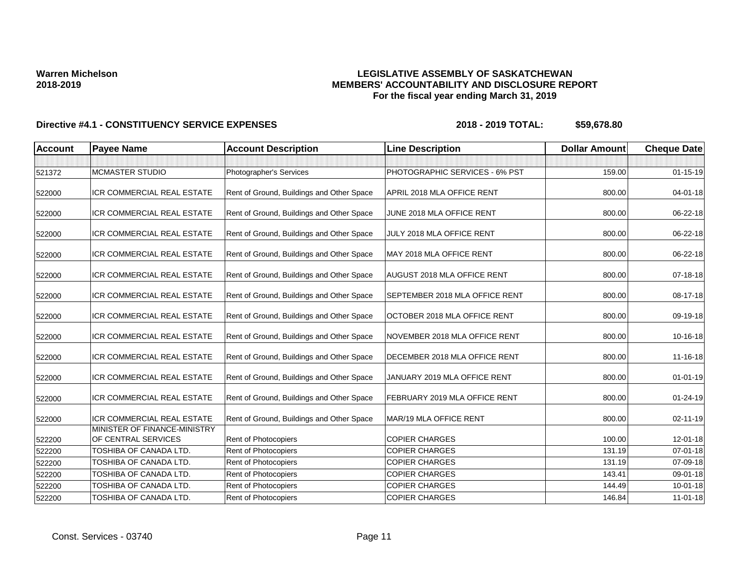**Warren Michelson**
**2018-2019**

# LEGISLATIVE ASSEMBLY OF SASKATCHEWAN
## MEMBERS' ACCOUNTABILITY AND DISCLOSURE REPORT
### For the fiscal year ending March 31, 2019

**Directive #4.1 - CONSTITUENCY SERVICE EXPENSES** **2018 - 2019 TOTAL: $59,678.80**

| Account | Payee Name | Account Description | Line Description | Dollar Amount | Cheque Date |
|---|---|---|---|---|---|
| | | | | | |
| 521372 | MCMASTER STUDIO | Photographer's Services | PHOTOGRAPHIC SERVICES - 6% PST | 159.00 | 01-15-19 |
| 522000 | ICR COMMERCIAL REAL ESTATE | Rent of Ground, Buildings and Other Space | APRIL 2018 MLA OFFICE RENT | 800.00 | 04-01-18 |
| 522000 | ICR COMMERCIAL REAL ESTATE | Rent of Ground, Buildings and Other Space | JUNE 2018 MLA OFFICE RENT | 800.00 | 06-22-18 |
| 522000 | ICR COMMERCIAL REAL ESTATE | Rent of Ground, Buildings and Other Space | JULY 2018 MLA OFFICE RENT | 800.00 | 06-22-18 |
| 522000 | ICR COMMERCIAL REAL ESTATE | Rent of Ground, Buildings and Other Space | MAY 2018 MLA OFFICE RENT | 800.00 | 06-22-18 |
| 522000 | ICR COMMERCIAL REAL ESTATE | Rent of Ground, Buildings and Other Space | AUGUST 2018 MLA OFFICE RENT | 800.00 | 07-18-18 |
| 522000 | ICR COMMERCIAL REAL ESTATE | Rent of Ground, Buildings and Other Space | SEPTEMBER 2018 MLA OFFICE RENT | 800.00 | 08-17-18 |
| 522000 | ICR COMMERCIAL REAL ESTATE | Rent of Ground, Buildings and Other Space | OCTOBER 2018 MLA OFFICE RENT | 800.00 | 09-19-18 |
| 522000 | ICR COMMERCIAL REAL ESTATE | Rent of Ground, Buildings and Other Space | NOVEMBER 2018 MLA OFFICE RENT | 800.00 | 10-16-18 |
| 522000 | ICR COMMERCIAL REAL ESTATE | Rent of Ground, Buildings and Other Space | DECEMBER 2018 MLA OFFICE RENT | 800.00 | 11-16-18 |
| 522000 | ICR COMMERCIAL REAL ESTATE | Rent of Ground, Buildings and Other Space | JANUARY 2019 MLA OFFICE RENT | 800.00 | 01-01-19 |
| 522000 | ICR COMMERCIAL REAL ESTATE | Rent of Ground, Buildings and Other Space | FEBRUARY 2019 MLA OFFICE RENT | 800.00 | 01-24-19 |
| 522000 | ICR COMMERCIAL REAL ESTATE | Rent of Ground, Buildings and Other Space | MAR/19 MLA OFFICE RENT | 800.00 | 02-11-19 |
| 522200 | MINISTER OF FINANCE-MINISTRY OF CENTRAL SERVICES | Rent of Photocopiers | COPIER CHARGES | 100.00 | 12-01-18 |
| 522200 | TOSHIBA OF CANADA LTD. | Rent of Photocopiers | COPIER CHARGES | 131.19 | 07-01-18 |
| 522200 | TOSHIBA OF CANADA LTD. | Rent of Photocopiers | COPIER CHARGES | 131.19 | 07-09-18 |
| 522200 | TOSHIBA OF CANADA LTD. | Rent of Photocopiers | COPIER CHARGES | 143.41 | 09-01-18 |
| 522200 | TOSHIBA OF CANADA LTD. | Rent of Photocopiers | COPIER CHARGES | 144.49 | 10-01-18 |
| 522200 | TOSHIBA OF CANADA LTD. | Rent of Photocopiers | COPIER CHARGES | 146.84 | 11-01-18 |

Const. Services - 03740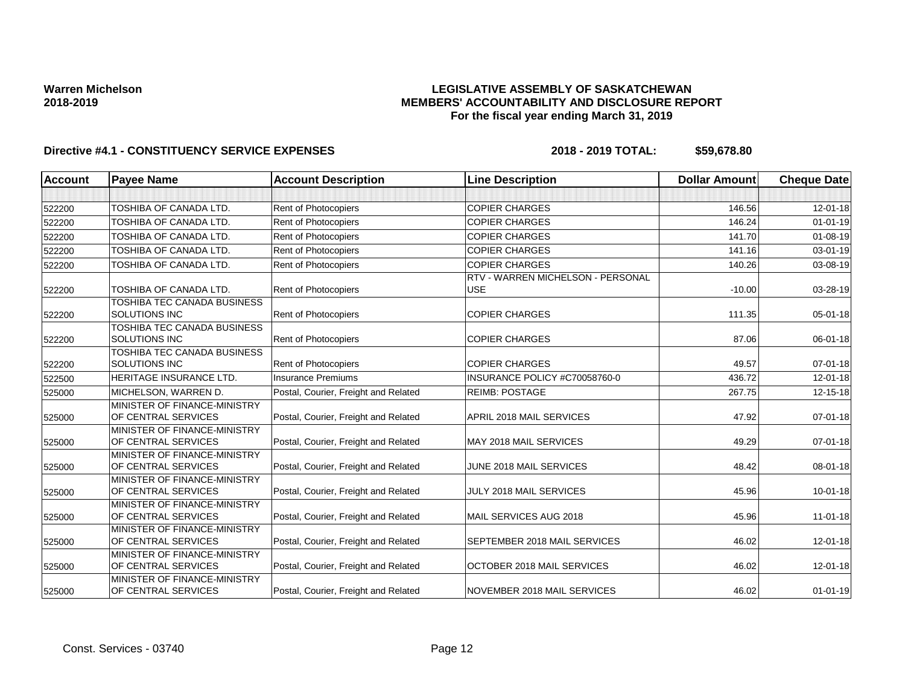**Warren Michelson**
**2018-2019**

# LEGISLATIVE ASSEMBLY OF SASKATCHEWAN
## MEMBERS' ACCOUNTABILITY AND DISCLOSURE REPORT
### For the fiscal year ending March 31, 2019

**Directive #4.1 - CONSTITUENCY SERVICE EXPENSES** **2018 - 2019 TOTAL: $59,678.80**

| Account | Payee Name | Account Description | Line Description | Dollar Amount | Cheque Date |
|---|---|---|---|---|---|
| | | | | | |
| 522200 | TOSHIBA OF CANADA LTD. | Rent of Photocopiers | COPIER CHARGES | 146.56 | 12-01-18 |
| 522200 | TOSHIBA OF CANADA LTD. | Rent of Photocopiers | COPIER CHARGES | 146.24 | 01-01-19 |
| 522200 | TOSHIBA OF CANADA LTD. | Rent of Photocopiers | COPIER CHARGES | 141.70 | 01-08-19 |
| 522200 | TOSHIBA OF CANADA LTD. | Rent of Photocopiers | COPIER CHARGES | 141.16 | 03-01-19 |
| 522200 | TOSHIBA OF CANADA LTD. | Rent of Photocopiers | COPIER CHARGES | 140.26 | 03-08-19 |
| 522200 | TOSHIBA OF CANADA LTD. | Rent of Photocopiers | RTV - WARREN MICHELSON - PERSONAL USE | -10.00 | 03-28-19 |
| 522200 | TOSHIBA TEC CANADA BUSINESS SOLUTIONS INC | Rent of Photocopiers | COPIER CHARGES | 111.35 | 05-01-18 |
| 522200 | TOSHIBA TEC CANADA BUSINESS SOLUTIONS INC | Rent of Photocopiers | COPIER CHARGES | 87.06 | 06-01-18 |
| 522200 | TOSHIBA TEC CANADA BUSINESS SOLUTIONS INC | Rent of Photocopiers | COPIER CHARGES | 49.57 | 07-01-18 |
| 522500 | HERITAGE INSURANCE LTD. | Insurance Premiums | INSURANCE POLICY #C70058760-0 | 436.72 | 12-01-18 |
| 525000 | MICHELSON, WARREN D. | Postal, Courier, Freight and Related | REIMB: POSTAGE | 267.75 | 12-15-18 |
| 525000 | MINISTER OF FINANCE-MINISTRY OF CENTRAL SERVICES | Postal, Courier, Freight and Related | APRIL 2018 MAIL SERVICES | 47.92 | 07-01-18 |
| 525000 | MINISTER OF FINANCE-MINISTRY OF CENTRAL SERVICES | Postal, Courier, Freight and Related | MAY 2018 MAIL SERVICES | 49.29 | 07-01-18 |
| 525000 | MINISTER OF FINANCE-MINISTRY OF CENTRAL SERVICES | Postal, Courier, Freight and Related | JUNE 2018 MAIL SERVICES | 48.42 | 08-01-18 |
| 525000 | MINISTER OF FINANCE-MINISTRY OF CENTRAL SERVICES | Postal, Courier, Freight and Related | JULY 2018 MAIL SERVICES | 45.96 | 10-01-18 |
| 525000 | MINISTER OF FINANCE-MINISTRY OF CENTRAL SERVICES | Postal, Courier, Freight and Related | MAIL SERVICES AUG 2018 | 45.96 | 11-01-18 |
| 525000 | MINISTER OF FINANCE-MINISTRY OF CENTRAL SERVICES | Postal, Courier, Freight and Related | SEPTEMBER 2018 MAIL SERVICES | 46.02 | 12-01-18 |
| 525000 | MINISTER OF FINANCE-MINISTRY OF CENTRAL SERVICES | Postal, Courier, Freight and Related | OCTOBER 2018 MAIL SERVICES | 46.02 | 12-01-18 |
| 525000 | MINISTER OF FINANCE-MINISTRY OF CENTRAL SERVICES | Postal, Courier, Freight and Related | NOVEMBER 2018 MAIL SERVICES | 46.02 | 01-01-19 |

Const. Services - 03740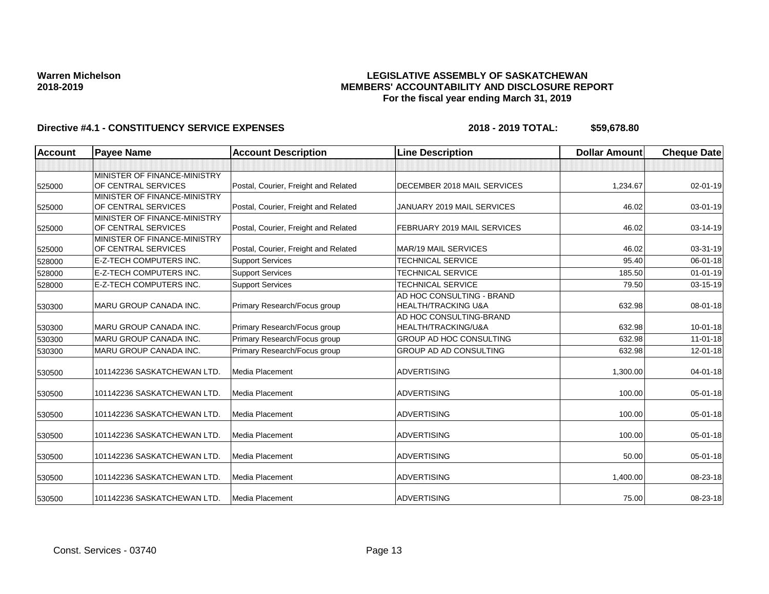**Warren Michelson**
**2018-2019**

# LEGISLATIVE ASSEMBLY OF SASKATCHEWAN
## MEMBERS' ACCOUNTABILITY AND DISCLOSURE REPORT
### For the fiscal year ending March 31, 2019

**Directive #4.1 - CONSTITUENCY SERVICE EXPENSES** **2018 - 2019 TOTAL: $59,678.80**

| Account | Payee Name | Account Description | Line Description | Dollar Amount | Cheque Date |
|---|---|---|---|---|---|
| | | | | | |
| 525000 | MINISTER OF FINANCE-MINISTRY OF CENTRAL SERVICES | Postal, Courier, Freight and Related | DECEMBER 2018 MAIL SERVICES | 1,234.67 | 02-01-19 |
| 525000 | MINISTER OF FINANCE-MINISTRY OF CENTRAL SERVICES | Postal, Courier, Freight and Related | JANUARY 2019 MAIL SERVICES | 46.02 | 03-01-19 |
| 525000 | MINISTER OF FINANCE-MINISTRY OF CENTRAL SERVICES | Postal, Courier, Freight and Related | FEBRUARY 2019 MAIL SERVICES | 46.02 | 03-14-19 |
| 525000 | MINISTER OF FINANCE-MINISTRY OF CENTRAL SERVICES | Postal, Courier, Freight and Related | MAR/19 MAIL SERVICES | 46.02 | 03-31-19 |
| 528000 | E-Z-TECH COMPUTERS INC. | Support Services | TECHNICAL SERVICE | 95.40 | 06-01-18 |
| 528000 | E-Z-TECH COMPUTERS INC. | Support Services | TECHNICAL SERVICE | 185.50 | 01-01-19 |
| 528000 | E-Z-TECH COMPUTERS INC. | Support Services | TECHNICAL SERVICE | 79.50 | 03-15-19 |
| 530300 | MARU GROUP CANADA INC. | Primary Research/Focus group | AD HOC CONSULTING - BRAND HEALTH/TRACKING U&A | 632.98 | 08-01-18 |
| 530300 | MARU GROUP CANADA INC. | Primary Research/Focus group | AD HOC CONSULTING-BRAND HEALTH/TRACKING/U&A | 632.98 | 10-01-18 |
| 530300 | MARU GROUP CANADA INC. | Primary Research/Focus group | GROUP AD HOC CONSULTING | 632.98 | 11-01-18 |
| 530300 | MARU GROUP CANADA INC. | Primary Research/Focus group | GROUP AD AD CONSULTING | 632.98 | 12-01-18 |
| 530500 | 101142236 SASKATCHEWAN LTD. | Media Placement | ADVERTISING | 1,300.00 | 04-01-18 |
| 530500 | 101142236 SASKATCHEWAN LTD. | Media Placement | ADVERTISING | 100.00 | 05-01-18 |
| 530500 | 101142236 SASKATCHEWAN LTD. | Media Placement | ADVERTISING | 100.00 | 05-01-18 |
| 530500 | 101142236 SASKATCHEWAN LTD. | Media Placement | ADVERTISING | 100.00 | 05-01-18 |
| 530500 | 101142236 SASKATCHEWAN LTD. | Media Placement | ADVERTISING | 50.00 | 05-01-18 |
| 530500 | 101142236 SASKATCHEWAN LTD. | Media Placement | ADVERTISING | 1,400.00 | 08-23-18 |
| 530500 | 101142236 SASKATCHEWAN LTD. | Media Placement | ADVERTISING | 75.00 | 08-23-18 |

Const. Services - 03740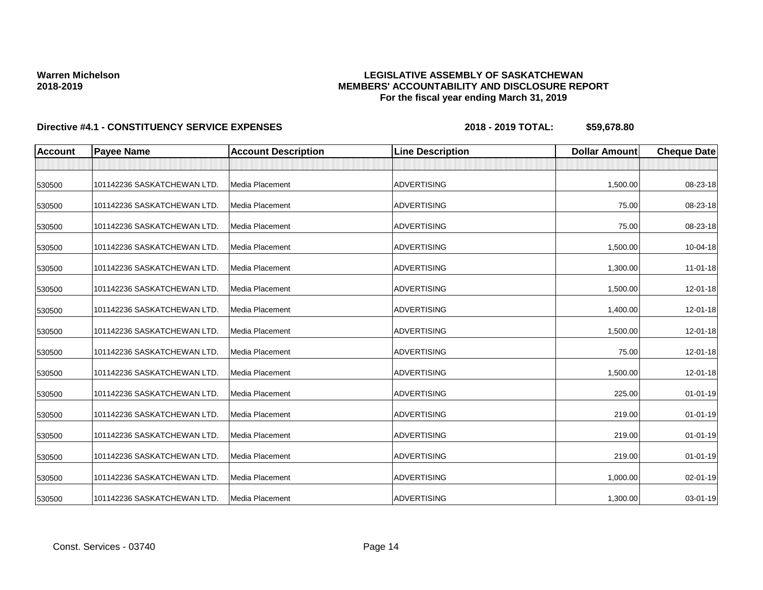**Warren Michelson**
**2018-2019**

**LEGISLATIVE ASSEMBLY OF SASKATCHEWAN**
**MEMBERS' ACCOUNTABILITY AND DISCLOSURE REPORT**
**For the fiscal year ending March 31, 2019**

**Directive #4.1 - CONSTITUENCY SERVICE EXPENSES** **2018 - 2019 TOTAL: $59,678.80**

| Account | Payee Name | Account Description | Line Description | Dollar Amount | Cheque Date |
|---|---|---|---|---|---|
| | | | | | |
| 530500 | 101142236 SASKATCHEWAN LTD. | Media Placement | ADVERTISING | 1,500.00 | 08-23-18 |
| 530500 | 101142236 SASKATCHEWAN LTD. | Media Placement | ADVERTISING | 75.00 | 08-23-18 |
| 530500 | 101142236 SASKATCHEWAN LTD. | Media Placement | ADVERTISING | 75.00 | 08-23-18 |
| 530500 | 101142236 SASKATCHEWAN LTD. | Media Placement | ADVERTISING | 1,500.00 | 10-04-18 |
| 530500 | 101142236 SASKATCHEWAN LTD. | Media Placement | ADVERTISING | 1,300.00 | 11-01-18 |
| 530500 | 101142236 SASKATCHEWAN LTD. | Media Placement | ADVERTISING | 1,500.00 | 12-01-18 |
| 530500 | 101142236 SASKATCHEWAN LTD. | Media Placement | ADVERTISING | 1,400.00 | 12-01-18 |
| 530500 | 101142236 SASKATCHEWAN LTD. | Media Placement | ADVERTISING | 1,500.00 | 12-01-18 |
| 530500 | 101142236 SASKATCHEWAN LTD. | Media Placement | ADVERTISING | 75.00 | 12-01-18 |
| 530500 | 101142236 SASKATCHEWAN LTD. | Media Placement | ADVERTISING | 1,500.00 | 12-01-18 |
| 530500 | 101142236 SASKATCHEWAN LTD. | Media Placement | ADVERTISING | 225.00 | 01-01-19 |
| 530500 | 101142236 SASKATCHEWAN LTD. | Media Placement | ADVERTISING | 219.00 | 01-01-19 |
| 530500 | 101142236 SASKATCHEWAN LTD. | Media Placement | ADVERTISING | 219.00 | 01-01-19 |
| 530500 | 101142236 SASKATCHEWAN LTD. | Media Placement | ADVERTISING | 219.00 | 01-01-19 |
| 530500 | 101142236 SASKATCHEWAN LTD. | Media Placement | ADVERTISING | 1,000.00 | 02-01-19 |
| 530500 | 101142236 SASKATCHEWAN LTD. | Media Placement | ADVERTISING | 1,300.00 | 03-01-19 |

Const. Services - 03740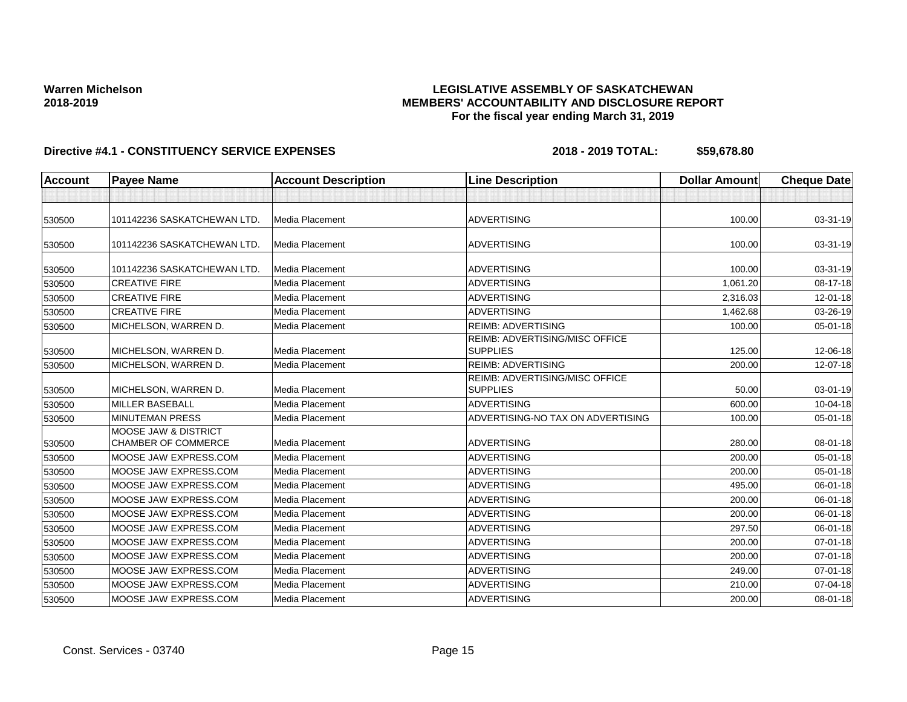**Warren Michelson**
**2018-2019**

# LEGISLATIVE ASSEMBLY OF SASKATCHEWAN
## MEMBERS' ACCOUNTABILITY AND DISCLOSURE REPORT
### For the fiscal year ending March 31, 2019

**Directive #4.1 - CONSTITUENCY SERVICE EXPENSES** **2018 - 2019 TOTAL: $59,678.80**

| Account | Payee Name | Account Description | Line Description | Dollar Amount | Cheque Date |
|---|---|---|---|---|---|
| | | | | | |
| 530500 | 101142236 SASKATCHEWAN LTD. | Media Placement | ADVERTISING | 100.00 | 03-31-19 |
| 530500 | 101142236 SASKATCHEWAN LTD. | Media Placement | ADVERTISING | 100.00 | 03-31-19 |
| 530500 | 101142236 SASKATCHEWAN LTD. | Media Placement | ADVERTISING | 100.00 | 03-31-19 |
| 530500 | CREATIVE FIRE | Media Placement | ADVERTISING | 1,061.20 | 08-17-18 |
| 530500 | CREATIVE FIRE | Media Placement | ADVERTISING | 2,316.03 | 12-01-18 |
| 530500 | CREATIVE FIRE | Media Placement | ADVERTISING | 1,462.68 | 03-26-19 |
| 530500 | MICHELSON, WARREN D. | Media Placement | REIMB: ADVERTISING | 100.00 | 05-01-18 |
| 530500 | MICHELSON, WARREN D. | Media Placement | REIMB: ADVERTISING/MISC OFFICE SUPPLIES | 125.00 | 12-06-18 |
| 530500 | MICHELSON, WARREN D. | Media Placement | REIMB: ADVERTISING | 200.00 | 12-07-18 |
| 530500 | MICHELSON, WARREN D. | Media Placement | REIMB: ADVERTISING/MISC OFFICE SUPPLIES | 50.00 | 03-01-19 |
| 530500 | MILLER BASEBALL | Media Placement | ADVERTISING | 600.00 | 10-04-18 |
| 530500 | MINUTEMAN PRESS | Media Placement | ADVERTISING-NO TAX ON ADVERTISING | 100.00 | 05-01-18 |
| 530500 | MOOSE JAW & DISTRICT CHAMBER OF COMMERCE | Media Placement | ADVERTISING | 280.00 | 08-01-18 |
| 530500 | MOOSE JAW EXPRESS.COM | Media Placement | ADVERTISING | 200.00 | 05-01-18 |
| 530500 | MOOSE JAW EXPRESS.COM | Media Placement | ADVERTISING | 200.00 | 05-01-18 |
| 530500 | MOOSE JAW EXPRESS.COM | Media Placement | ADVERTISING | 495.00 | 06-01-18 |
| 530500 | MOOSE JAW EXPRESS.COM | Media Placement | ADVERTISING | 200.00 | 06-01-18 |
| 530500 | MOOSE JAW EXPRESS.COM | Media Placement | ADVERTISING | 200.00 | 06-01-18 |
| 530500 | MOOSE JAW EXPRESS.COM | Media Placement | ADVERTISING | 297.50 | 06-01-18 |
| 530500 | MOOSE JAW EXPRESS.COM | Media Placement | ADVERTISING | 200.00 | 07-01-18 |
| 530500 | MOOSE JAW EXPRESS.COM | Media Placement | ADVERTISING | 200.00 | 07-01-18 |
| 530500 | MOOSE JAW EXPRESS.COM | Media Placement | ADVERTISING | 249.00 | 07-01-18 |
| 530500 | MOOSE JAW EXPRESS.COM | Media Placement | ADVERTISING | 210.00 | 07-04-18 |
| 530500 | MOOSE JAW EXPRESS.COM | Media Placement | ADVERTISING | 200.00 | 08-01-18 |

Const. Services - 03740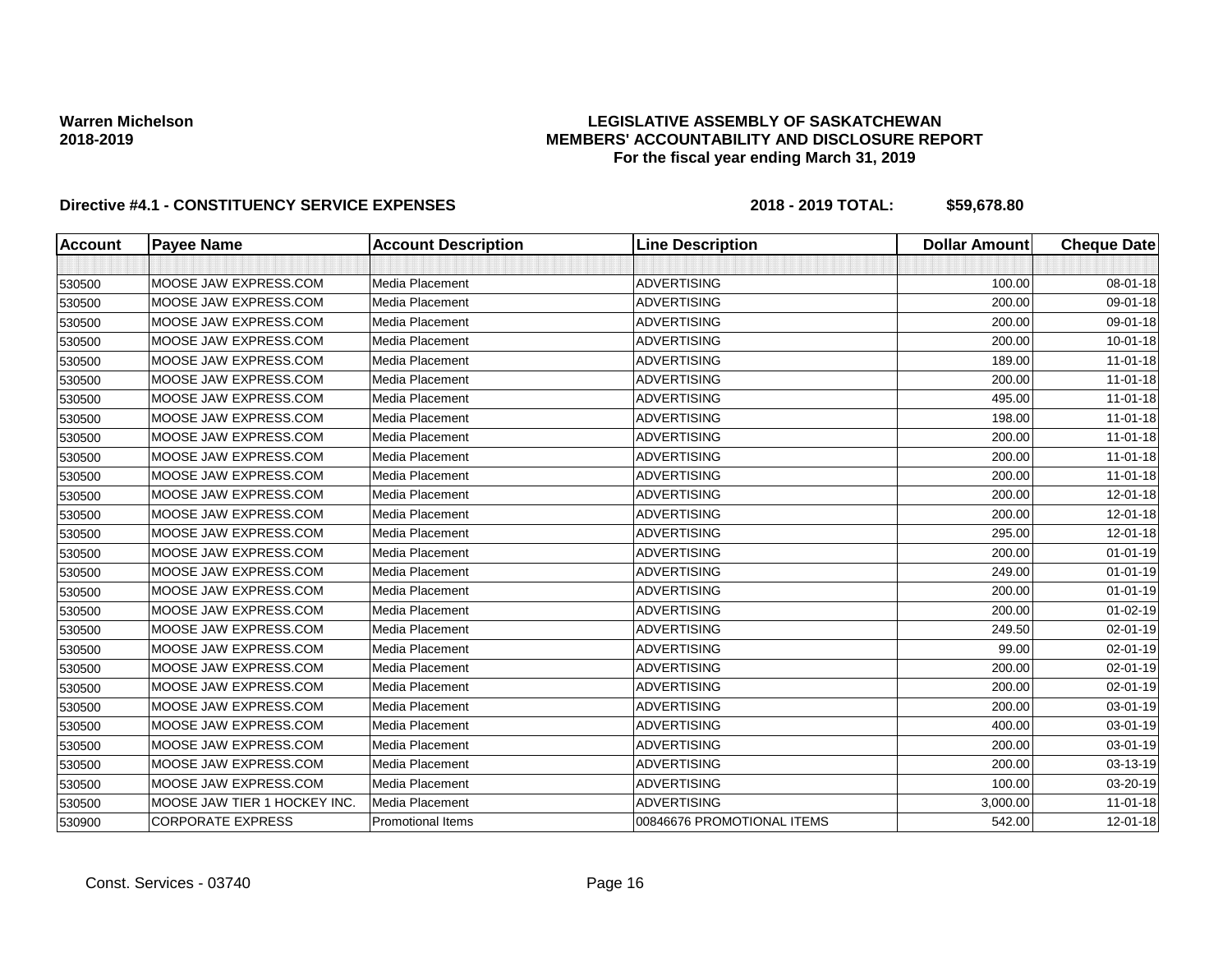**Warren Michelson**
**2018-2019**

**LEGISLATIVE ASSEMBLY OF SASKATCHEWAN**
**MEMBERS' ACCOUNTABILITY AND DISCLOSURE REPORT**
**For the fiscal year ending March 31, 2019**

**Directive #4.1 - CONSTITUENCY SERVICE EXPENSES** **2018 - 2019 TOTAL: $59,678.80**

| Account | Payee Name | Account Description | Line Description | Dollar Amount | Cheque Date |
|---|---|---|---|---|---|
| | | | | | |
| 530500 | MOOSE JAW EXPRESS.COM | Media Placement | ADVERTISING | 100.00 | 08-01-18 |
| 530500 | MOOSE JAW EXPRESS.COM | Media Placement | ADVERTISING | 200.00 | 09-01-18 |
| 530500 | MOOSE JAW EXPRESS.COM | Media Placement | ADVERTISING | 200.00 | 09-01-18 |
| 530500 | MOOSE JAW EXPRESS.COM | Media Placement | ADVERTISING | 200.00 | 10-01-18 |
| 530500 | MOOSE JAW EXPRESS.COM | Media Placement | ADVERTISING | 189.00 | 11-01-18 |
| 530500 | MOOSE JAW EXPRESS.COM | Media Placement | ADVERTISING | 200.00 | 11-01-18 |
| 530500 | MOOSE JAW EXPRESS.COM | Media Placement | ADVERTISING | 495.00 | 11-01-18 |
| 530500 | MOOSE JAW EXPRESS.COM | Media Placement | ADVERTISING | 198.00 | 11-01-18 |
| 530500 | MOOSE JAW EXPRESS.COM | Media Placement | ADVERTISING | 200.00 | 11-01-18 |
| 530500 | MOOSE JAW EXPRESS.COM | Media Placement | ADVERTISING | 200.00 | 11-01-18 |
| 530500 | MOOSE JAW EXPRESS.COM | Media Placement | ADVERTISING | 200.00 | 11-01-18 |
| 530500 | MOOSE JAW EXPRESS.COM | Media Placement | ADVERTISING | 200.00 | 12-01-18 |
| 530500 | MOOSE JAW EXPRESS.COM | Media Placement | ADVERTISING | 200.00 | 12-01-18 |
| 530500 | MOOSE JAW EXPRESS.COM | Media Placement | ADVERTISING | 295.00 | 12-01-18 |
| 530500 | MOOSE JAW EXPRESS.COM | Media Placement | ADVERTISING | 200.00 | 01-01-19 |
| 530500 | MOOSE JAW EXPRESS.COM | Media Placement | ADVERTISING | 249.00 | 01-01-19 |
| 530500 | MOOSE JAW EXPRESS.COM | Media Placement | ADVERTISING | 200.00 | 01-01-19 |
| 530500 | MOOSE JAW EXPRESS.COM | Media Placement | ADVERTISING | 200.00 | 01-02-19 |
| 530500 | MOOSE JAW EXPRESS.COM | Media Placement | ADVERTISING | 249.50 | 02-01-19 |
| 530500 | MOOSE JAW EXPRESS.COM | Media Placement | ADVERTISING | 99.00 | 02-01-19 |
| 530500 | MOOSE JAW EXPRESS.COM | Media Placement | ADVERTISING | 200.00 | 02-01-19 |
| 530500 | MOOSE JAW EXPRESS.COM | Media Placement | ADVERTISING | 200.00 | 02-01-19 |
| 530500 | MOOSE JAW EXPRESS.COM | Media Placement | ADVERTISING | 200.00 | 03-01-19 |
| 530500 | MOOSE JAW EXPRESS.COM | Media Placement | ADVERTISING | 400.00 | 03-01-19 |
| 530500 | MOOSE JAW EXPRESS.COM | Media Placement | ADVERTISING | 200.00 | 03-01-19 |
| 530500 | MOOSE JAW EXPRESS.COM | Media Placement | ADVERTISING | 200.00 | 03-13-19 |
| 530500 | MOOSE JAW EXPRESS.COM | Media Placement | ADVERTISING | 100.00 | 03-20-19 |
| 530500 | MOOSE JAW TIER 1 HOCKEY INC. | Media Placement | ADVERTISING | 3,000.00 | 11-01-18 |
| 530900 | CORPORATE EXPRESS | Promotional Items | 00846676 PROMOTIONAL ITEMS | 542.00 | 12-01-18 |

Const. Services - 03740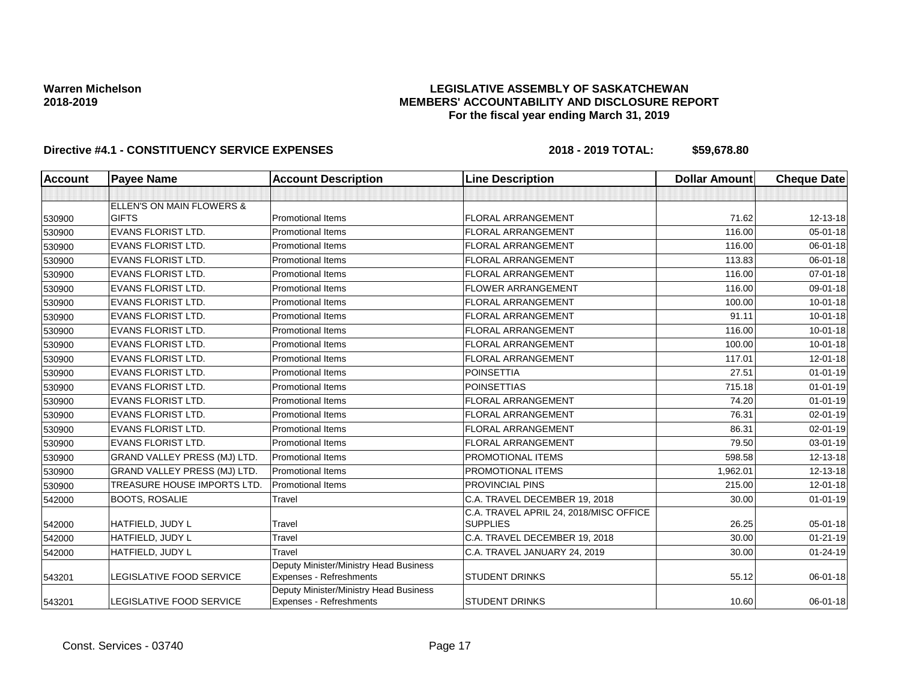**Warren Michelson**
**2018-2019**

**LEGISLATIVE ASSEMBLY OF SASKATCHEWAN**
**MEMBERS' ACCOUNTABILITY AND DISCLOSURE REPORT**
**For the fiscal year ending March 31, 2019**

**Directive #4.1 - CONSTITUENCY SERVICE EXPENSES** **2018 - 2019 TOTAL: $59,678.80**

| Account | Payee Name | Account Description | Line Description | Dollar Amount | Cheque Date |
|---|---|---|---|---|---|
| | | | | | |
| 530900 | ELLEN'S ON MAIN FLOWERS & GIFTS | Promotional Items | FLORAL ARRANGEMENT | 71.62 | 12-13-18 |
| 530900 | EVANS FLORIST LTD. | Promotional Items | FLORAL ARRANGEMENT | 116.00 | 05-01-18 |
| 530900 | EVANS FLORIST LTD. | Promotional Items | FLORAL ARRANGEMENT | 116.00 | 06-01-18 |
| 530900 | EVANS FLORIST LTD. | Promotional Items | FLORAL ARRANGEMENT | 113.83 | 06-01-18 |
| 530900 | EVANS FLORIST LTD. | Promotional Items | FLORAL ARRANGEMENT | 116.00 | 07-01-18 |
| 530900 | EVANS FLORIST LTD. | Promotional Items | FLOWER ARRANGEMENT | 116.00 | 09-01-18 |
| 530900 | EVANS FLORIST LTD. | Promotional Items | FLORAL ARRANGEMENT | 100.00 | 10-01-18 |
| 530900 | EVANS FLORIST LTD. | Promotional Items | FLORAL ARRANGEMENT | 91.11 | 10-01-18 |
| 530900 | EVANS FLORIST LTD. | Promotional Items | FLORAL ARRANGEMENT | 116.00 | 10-01-18 |
| 530900 | EVANS FLORIST LTD. | Promotional Items | FLORAL ARRANGEMENT | 100.00 | 10-01-18 |
| 530900 | EVANS FLORIST LTD. | Promotional Items | FLORAL ARRANGEMENT | 117.01 | 12-01-18 |
| 530900 | EVANS FLORIST LTD. | Promotional Items | POINSETTIA | 27.51 | 01-01-19 |
| 530900 | EVANS FLORIST LTD. | Promotional Items | POINSETTIAS | 715.18 | 01-01-19 |
| 530900 | EVANS FLORIST LTD. | Promotional Items | FLORAL ARRANGEMENT | 74.20 | 01-01-19 |
| 530900 | EVANS FLORIST LTD. | Promotional Items | FLORAL ARRANGEMENT | 76.31 | 02-01-19 |
| 530900 | EVANS FLORIST LTD. | Promotional Items | FLORAL ARRANGEMENT | 86.31 | 02-01-19 |
| 530900 | EVANS FLORIST LTD. | Promotional Items | FLORAL ARRANGEMENT | 79.50 | 03-01-19 |
| 530900 | GRAND VALLEY PRESS (MJ) LTD. | Promotional Items | PROMOTIONAL ITEMS | 598.58 | 12-13-18 |
| 530900 | GRAND VALLEY PRESS (MJ) LTD. | Promotional Items | PROMOTIONAL ITEMS | 1,962.01 | 12-13-18 |
| 530900 | TREASURE HOUSE IMPORTS LTD. | Promotional Items | PROVINCIAL PINS | 215.00 | 12-01-18 |
| 542000 | BOOTS, ROSALIE | Travel | C.A. TRAVEL DECEMBER 19, 2018 | 30.00 | 01-01-19 |
| 542000 | HATFIELD, JUDY L | Travel | C.A. TRAVEL APRIL 24, 2018/MISC OFFICE SUPPLIES | 26.25 | 05-01-18 |
| 542000 | HATFIELD, JUDY L | Travel | C.A. TRAVEL DECEMBER 19, 2018 | 30.00 | 01-21-19 |
| 542000 | HATFIELD, JUDY L | Travel | C.A. TRAVEL JANUARY 24, 2019 | 30.00 | 01-24-19 |
| 543201 | LEGISLATIVE FOOD SERVICE | Deputy Minister/Ministry Head Business Expenses - Refreshments | STUDENT DRINKS | 55.12 | 06-01-18 |
| 543201 | LEGISLATIVE FOOD SERVICE | Deputy Minister/Ministry Head Business Expenses - Refreshments | STUDENT DRINKS | 10.60 | 06-01-18 |

Const. Services - 03740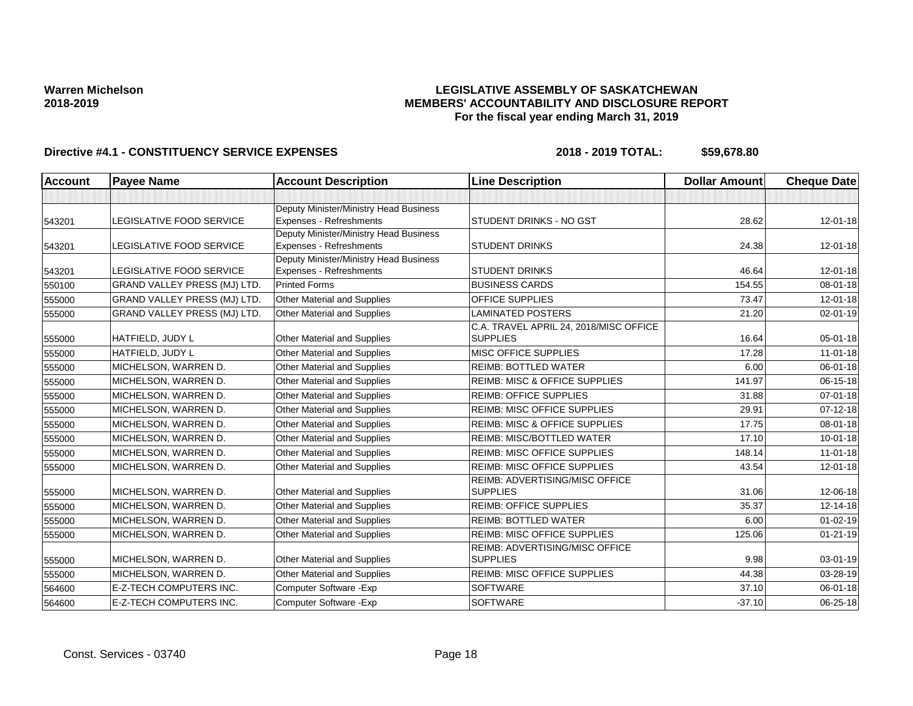**Warren Michelson**
**2018-2019**

# LEGISLATIVE ASSEMBLY OF SASKATCHEWAN
## MEMBERS' ACCOUNTABILITY AND DISCLOSURE REPORT
### For the fiscal year ending March 31, 2019

**Directive #4.1 - CONSTITUENCY SERVICE EXPENSES** **2018 - 2019 TOTAL: $59,678.80**

| Account | Payee Name | Account Description | Line Description | Dollar Amount | Cheque Date |
|---|---|---|---|---|---|
| | | | | | |
| 543201 | LEGISLATIVE FOOD SERVICE | Deputy Minister/Ministry Head Business Expenses - Refreshments | STUDENT DRINKS - NO GST | 28.62 | 12-01-18 |
| 543201 | LEGISLATIVE FOOD SERVICE | Deputy Minister/Ministry Head Business Expenses - Refreshments | STUDENT DRINKS | 24.38 | 12-01-18 |
| 543201 | LEGISLATIVE FOOD SERVICE | Deputy Minister/Ministry Head Business Expenses - Refreshments | STUDENT DRINKS | 46.64 | 12-01-18 |
| 550100 | GRAND VALLEY PRESS (MJ) LTD. | Printed Forms | BUSINESS CARDS | 154.55 | 08-01-18 |
| 555000 | GRAND VALLEY PRESS (MJ) LTD. | Other Material and Supplies | OFFICE SUPPLIES | 73.47 | 12-01-18 |
| 555000 | GRAND VALLEY PRESS (MJ) LTD. | Other Material and Supplies | LAMINATED POSTERS | 21.20 | 02-01-19 |
| 555000 | HATFIELD, JUDY L | Other Material and Supplies | C.A. TRAVEL APRIL 24, 2018/MISC OFFICE SUPPLIES | 16.64 | 05-01-18 |
| 555000 | HATFIELD, JUDY L | Other Material and Supplies | MISC OFFICE SUPPLIES | 17.28 | 11-01-18 |
| 555000 | MICHELSON, WARREN D. | Other Material and Supplies | REIMB: BOTTLED WATER | 6.00 | 06-01-18 |
| 555000 | MICHELSON, WARREN D. | Other Material and Supplies | REIMB: MISC & OFFICE SUPPLIES | 141.97 | 06-15-18 |
| 555000 | MICHELSON, WARREN D. | Other Material and Supplies | REIMB: OFFICE SUPPLIES | 31.88 | 07-01-18 |
| 555000 | MICHELSON, WARREN D. | Other Material and Supplies | REIMB: MISC OFFICE SUPPLIES | 29.91 | 07-12-18 |
| 555000 | MICHELSON, WARREN D. | Other Material and Supplies | REIMB: MISC & OFFICE SUPPLIES | 17.75 | 08-01-18 |
| 555000 | MICHELSON, WARREN D. | Other Material and Supplies | REIMB: MISC/BOTTLED WATER | 17.10 | 10-01-18 |
| 555000 | MICHELSON, WARREN D. | Other Material and Supplies | REIMB: MISC OFFICE SUPPLIES | 148.14 | 11-01-18 |
| 555000 | MICHELSON, WARREN D. | Other Material and Supplies | REIMB: MISC OFFICE SUPPLIES | 43.54 | 12-01-18 |
| 555000 | MICHELSON, WARREN D. | Other Material and Supplies | REIMB: ADVERTISING/MISC OFFICE SUPPLIES | 31.06 | 12-06-18 |
| 555000 | MICHELSON, WARREN D. | Other Material and Supplies | REIMB: OFFICE SUPPLIES | 35.37 | 12-14-18 |
| 555000 | MICHELSON, WARREN D. | Other Material and Supplies | REIMB: BOTTLED WATER | 6.00 | 01-02-19 |
| 555000 | MICHELSON, WARREN D. | Other Material and Supplies | REIMB: MISC OFFICE SUPPLIES | 125.06 | 01-21-19 |
| 555000 | MICHELSON, WARREN D. | Other Material and Supplies | REIMB: ADVERTISING/MISC OFFICE SUPPLIES | 9.98 | 03-01-19 |
| 555000 | MICHELSON, WARREN D. | Other Material and Supplies | REIMB: MISC OFFICE SUPPLIES | 44.38 | 03-28-19 |
| 564600 | E-Z-TECH COMPUTERS INC. | Computer Software -Exp | SOFTWARE | 37.10 | 06-01-18 |
| 564600 | E-Z-TECH COMPUTERS INC. | Computer Software -Exp | SOFTWARE | -37.10 | 06-25-18 |

Const. Services - 03740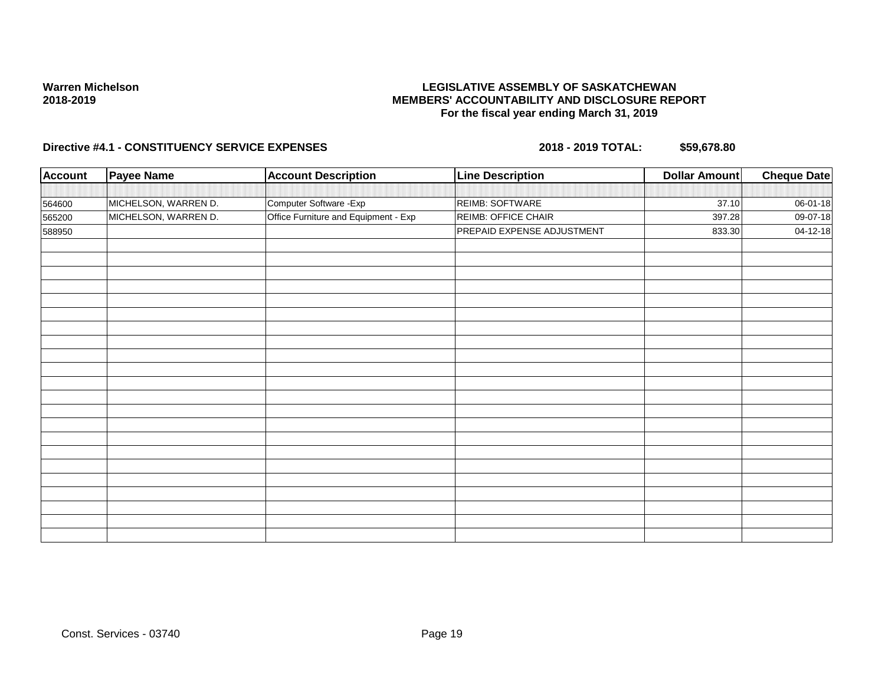**Warren Michelson**
**2018-2019**

**LEGISLATIVE ASSEMBLY OF SASKATCHEWAN**
**MEMBERS' ACCOUNTABILITY AND DISCLOSURE REPORT**
**For the fiscal year ending March 31, 2019**

**Directive #4.1 - CONSTITUENCY SERVICE EXPENSES** **2018 - 2019 TOTAL: $59,678.80**

| Account | Payee Name | Account Description | Line Description | Dollar Amount | Cheque Date |
|---|---|---|---|---|---|
| 564600 | MICHELSON, WARREN D. | Computer Software -Exp | REIMB: SOFTWARE | 37.10 | 06-01-18 |
| 565200 | MICHELSON, WARREN D. | Office Furniture and Equipment - Exp | REIMB: OFFICE CHAIR | 397.28 | 09-07-18 |
| 588950 | | | PREPAID EXPENSE ADJUSTMENT | 833.30 | 04-12-18 |

Const. Services - 03740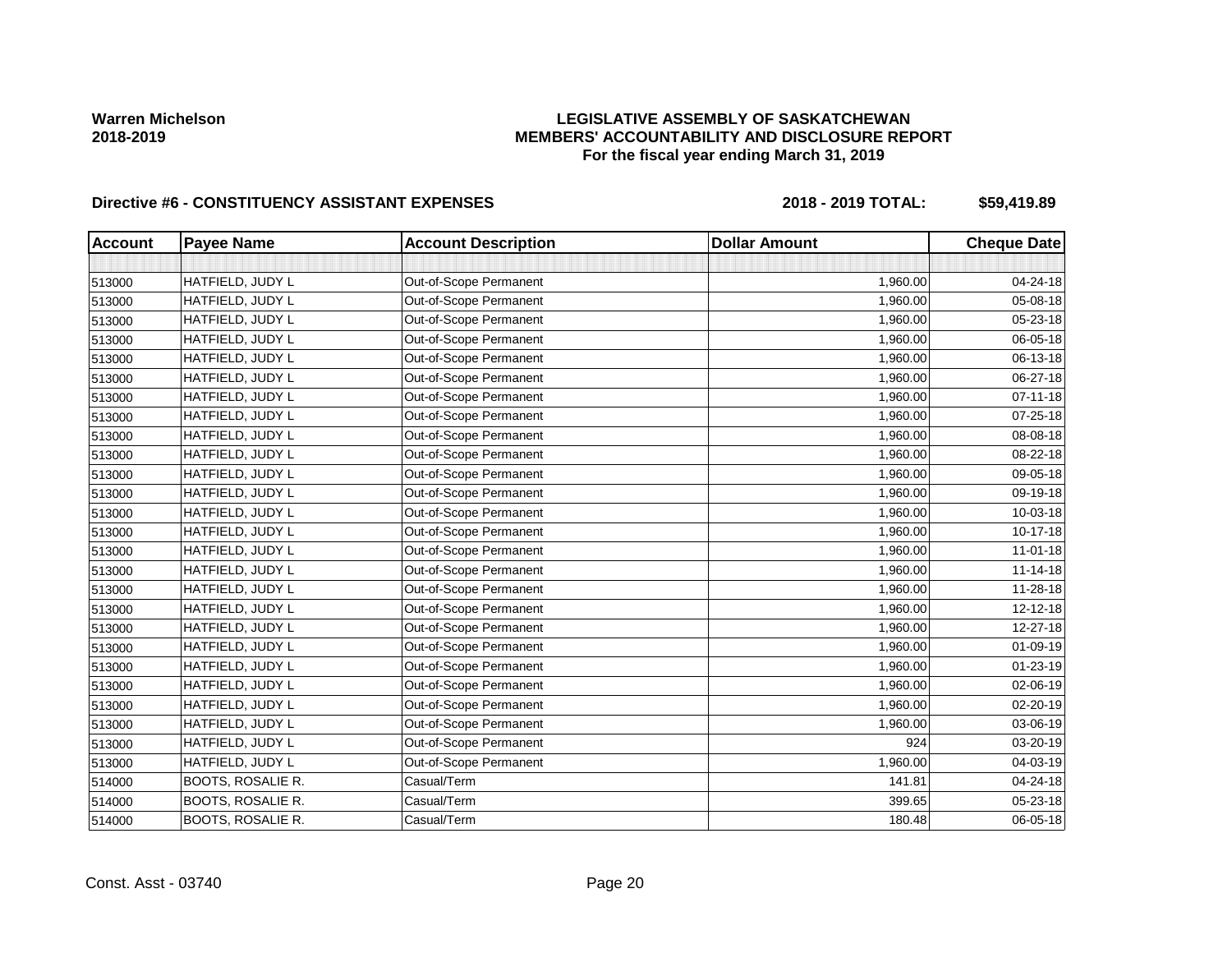**Warren Michelson**
**2018-2019**

**LEGISLATIVE ASSEMBLY OF SASKATCHEWAN**
**MEMBERS' ACCOUNTABILITY AND DISCLOSURE REPORT**
**For the fiscal year ending March 31, 2019**

**Directive #6 - CONSTITUENCY ASSISTANT EXPENSES** **2018 - 2019 TOTAL: $59,419.89**

| Account | Payee Name | Account Description | Dollar Amount | Cheque Date |
|---|---|---|---|---|
| | | | | |
| 513000 | HATFIELD, JUDY L | Out-of-Scope Permanent | 1,960.00 | 04-24-18 |
| 513000 | HATFIELD, JUDY L | Out-of-Scope Permanent | 1,960.00 | 05-08-18 |
| 513000 | HATFIELD, JUDY L | Out-of-Scope Permanent | 1,960.00 | 05-23-18 |
| 513000 | HATFIELD, JUDY L | Out-of-Scope Permanent | 1,960.00 | 06-05-18 |
| 513000 | HATFIELD, JUDY L | Out-of-Scope Permanent | 1,960.00 | 06-13-18 |
| 513000 | HATFIELD, JUDY L | Out-of-Scope Permanent | 1,960.00 | 06-27-18 |
| 513000 | HATFIELD, JUDY L | Out-of-Scope Permanent | 1,960.00 | 07-11-18 |
| 513000 | HATFIELD, JUDY L | Out-of-Scope Permanent | 1,960.00 | 07-25-18 |
| 513000 | HATFIELD, JUDY L | Out-of-Scope Permanent | 1,960.00 | 08-08-18 |
| 513000 | HATFIELD, JUDY L | Out-of-Scope Permanent | 1,960.00 | 08-22-18 |
| 513000 | HATFIELD, JUDY L | Out-of-Scope Permanent | 1,960.00 | 09-05-18 |
| 513000 | HATFIELD, JUDY L | Out-of-Scope Permanent | 1,960.00 | 09-19-18 |
| 513000 | HATFIELD, JUDY L | Out-of-Scope Permanent | 1,960.00 | 10-03-18 |
| 513000 | HATFIELD, JUDY L | Out-of-Scope Permanent | 1,960.00 | 10-17-18 |
| 513000 | HATFIELD, JUDY L | Out-of-Scope Permanent | 1,960.00 | 11-01-18 |
| 513000 | HATFIELD, JUDY L | Out-of-Scope Permanent | 1,960.00 | 11-14-18 |
| 513000 | HATFIELD, JUDY L | Out-of-Scope Permanent | 1,960.00 | 11-28-18 |
| 513000 | HATFIELD, JUDY L | Out-of-Scope Permanent | 1,960.00 | 12-12-18 |
| 513000 | HATFIELD, JUDY L | Out-of-Scope Permanent | 1,960.00 | 12-27-18 |
| 513000 | HATFIELD, JUDY L | Out-of-Scope Permanent | 1,960.00 | 01-09-19 |
| 513000 | HATFIELD, JUDY L | Out-of-Scope Permanent | 1,960.00 | 01-23-19 |
| 513000 | HATFIELD, JUDY L | Out-of-Scope Permanent | 1,960.00 | 02-06-19 |
| 513000 | HATFIELD, JUDY L | Out-of-Scope Permanent | 1,960.00 | 02-20-19 |
| 513000 | HATFIELD, JUDY L | Out-of-Scope Permanent | 1,960.00 | 03-06-19 |
| 513000 | HATFIELD, JUDY L | Out-of-Scope Permanent | 924 | 03-20-19 |
| 513000 | HATFIELD, JUDY L | Out-of-Scope Permanent | 1,960.00 | 04-03-19 |
| 514000 | BOOTS, ROSALIE R. | Casual/Term | 141.81 | 04-24-18 |
| 514000 | BOOTS, ROSALIE R. | Casual/Term | 399.65 | 05-23-18 |
| 514000 | BOOTS, ROSALIE R. | Casual/Term | 180.48 | 06-05-18 |

Const. Asst - 03740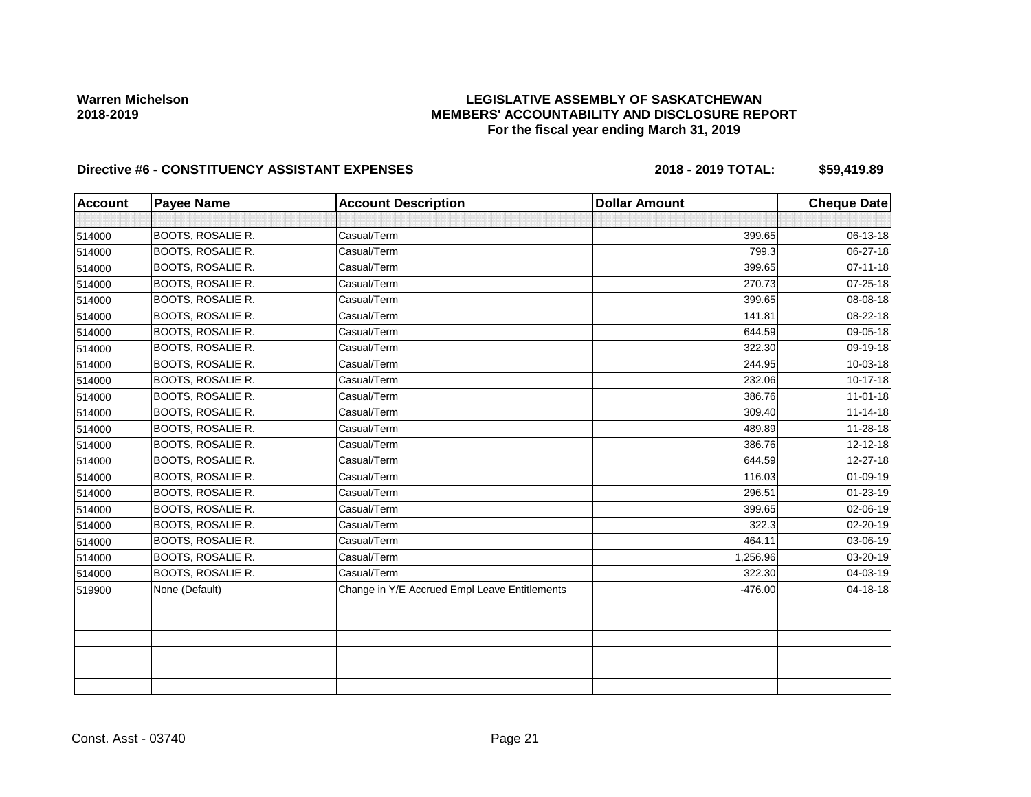**Warren Michelson**
**2018-2019**

**LEGISLATIVE ASSEMBLY OF SASKATCHEWAN**
**MEMBERS' ACCOUNTABILITY AND DISCLOSURE REPORT**
**For the fiscal year ending March 31, 2019**

**Directive #6 - CONSTITUENCY ASSISTANT EXPENSES** **2018 - 2019 TOTAL: $59,419.89**

| Account | Payee Name | Account Description | Dollar Amount | Cheque Date |
|---|---|---|---|---|
| | | | | |
| 514000 | BOOTS, ROSALIE R. | Casual/Term | 399.65 | 06-13-18 |
| 514000 | BOOTS, ROSALIE R. | Casual/Term | 799.3 | 06-27-18 |
| 514000 | BOOTS, ROSALIE R. | Casual/Term | 399.65 | 07-11-18 |
| 514000 | BOOTS, ROSALIE R. | Casual/Term | 270.73 | 07-25-18 |
| 514000 | BOOTS, ROSALIE R. | Casual/Term | 399.65 | 08-08-18 |
| 514000 | BOOTS, ROSALIE R. | Casual/Term | 141.81 | 08-22-18 |
| 514000 | BOOTS, ROSALIE R. | Casual/Term | 644.59 | 09-05-18 |
| 514000 | BOOTS, ROSALIE R. | Casual/Term | 322.30 | 09-19-18 |
| 514000 | BOOTS, ROSALIE R. | Casual/Term | 244.95 | 10-03-18 |
| 514000 | BOOTS, ROSALIE R. | Casual/Term | 232.06 | 10-17-18 |
| 514000 | BOOTS, ROSALIE R. | Casual/Term | 386.76 | 11-01-18 |
| 514000 | BOOTS, ROSALIE R. | Casual/Term | 309.40 | 11-14-18 |
| 514000 | BOOTS, ROSALIE R. | Casual/Term | 489.89 | 11-28-18 |
| 514000 | BOOTS, ROSALIE R. | Casual/Term | 386.76 | 12-12-18 |
| 514000 | BOOTS, ROSALIE R. | Casual/Term | 644.59 | 12-27-18 |
| 514000 | BOOTS, ROSALIE R. | Casual/Term | 116.03 | 01-09-19 |
| 514000 | BOOTS, ROSALIE R. | Casual/Term | 296.51 | 01-23-19 |
| 514000 | BOOTS, ROSALIE R. | Casual/Term | 399.65 | 02-06-19 |
| 514000 | BOOTS, ROSALIE R. | Casual/Term | 322.3 | 02-20-19 |
| 514000 | BOOTS, ROSALIE R. | Casual/Term | 464.11 | 03-06-19 |
| 514000 | BOOTS, ROSALIE R. | Casual/Term | 1,256.96 | 03-20-19 |
| 514000 | BOOTS, ROSALIE R. | Casual/Term | 322.30 | 04-03-19 |
| 519900 | None (Default) | Change in Y/E Accrued Empl Leave Entitlements | -476.00 | 04-18-18 |
| | | | | |
| | | | | |
| | | | | |
| | | | | |
| | | | | |
| | | | | |

Const. Asst - 03740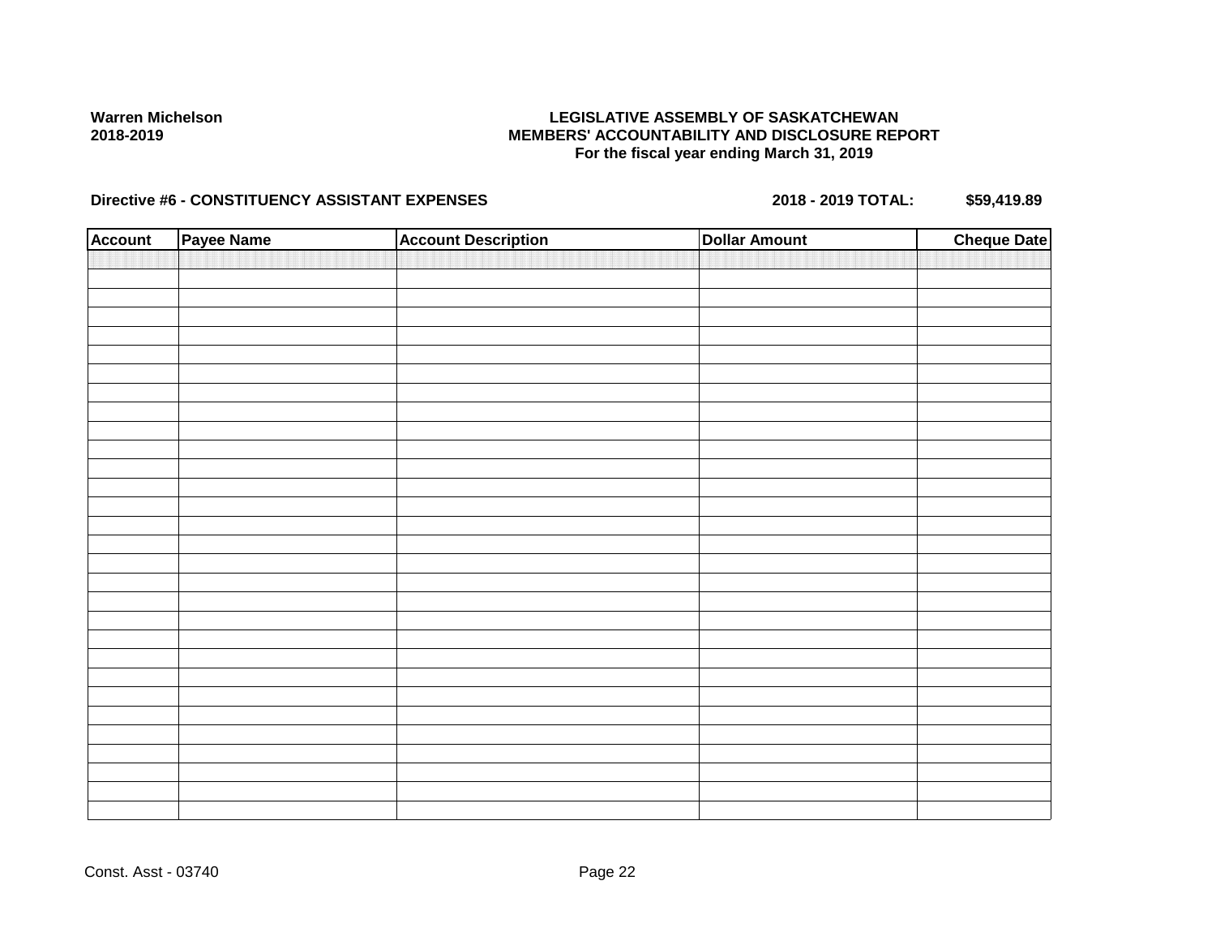**Warren Michelson**
**2018-2019**

**LEGISLATIVE ASSEMBLY OF SASKATCHEWAN**
**MEMBERS' ACCOUNTABILITY AND DISCLOSURE REPORT**
**For the fiscal year ending March 31, 2019**

**Directive #6 - CONSTITUENCY ASSISTANT EXPENSES** **2018 - 2019 TOTAL: $59,419.89**

| Account | Payee Name | Account Description | Dollar Amount | Cheque Date |
|---|---|---|---|---|
| | | | | |

Const. Asst - 03740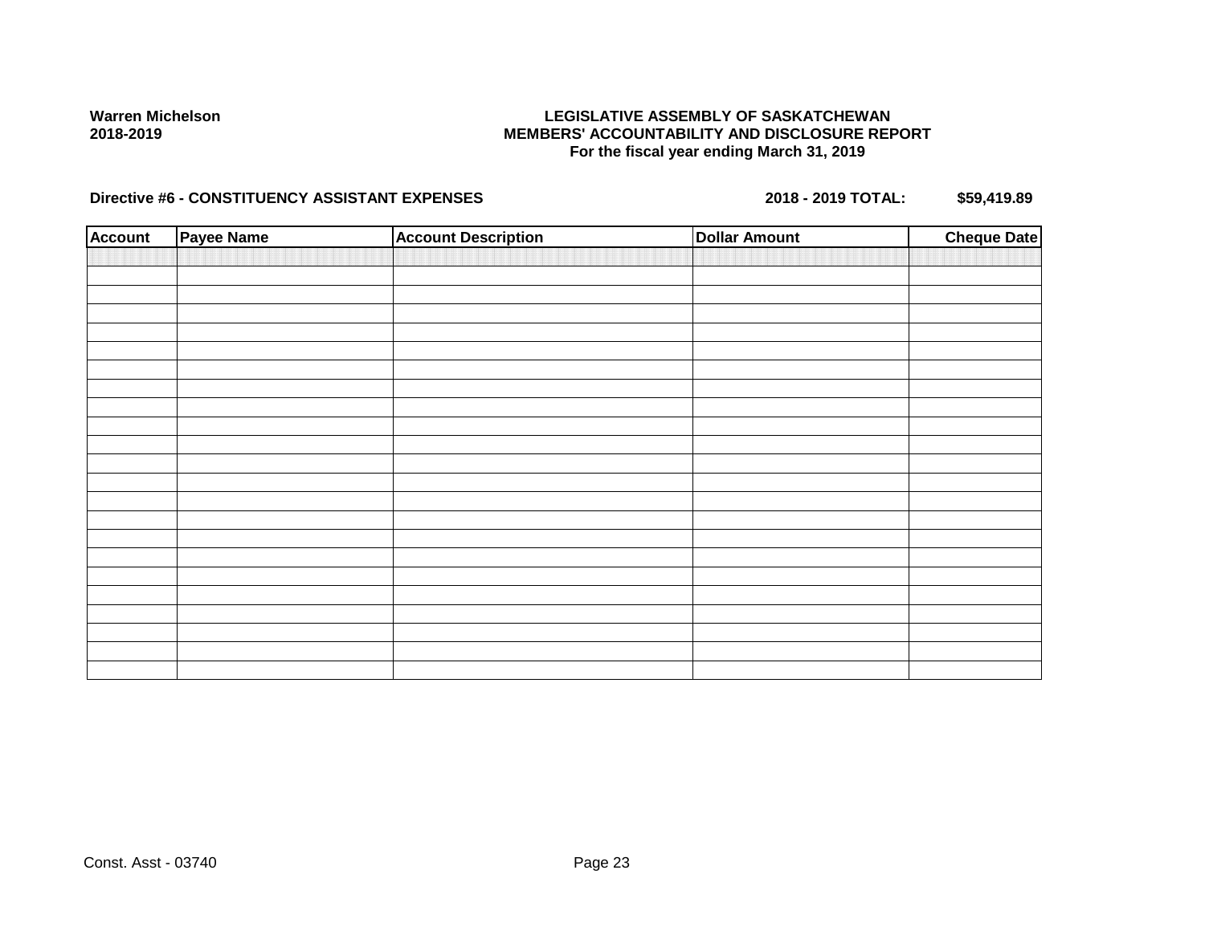**Warren Michelson**
**2018-2019**

**LEGISLATIVE ASSEMBLY OF SASKATCHEWAN**
**MEMBERS' ACCOUNTABILITY AND DISCLOSURE REPORT**
**For the fiscal year ending March 31, 2019**

**Directive #6 - CONSTITUENCY ASSISTANT EXPENSES** **2018 - 2019 TOTAL: $59,419.89**

| Account | Payee Name | Account Description | Dollar Amount | Cheque Date |
|---|---|---|---|---|
| | | | | |

Const. Asst - 03740